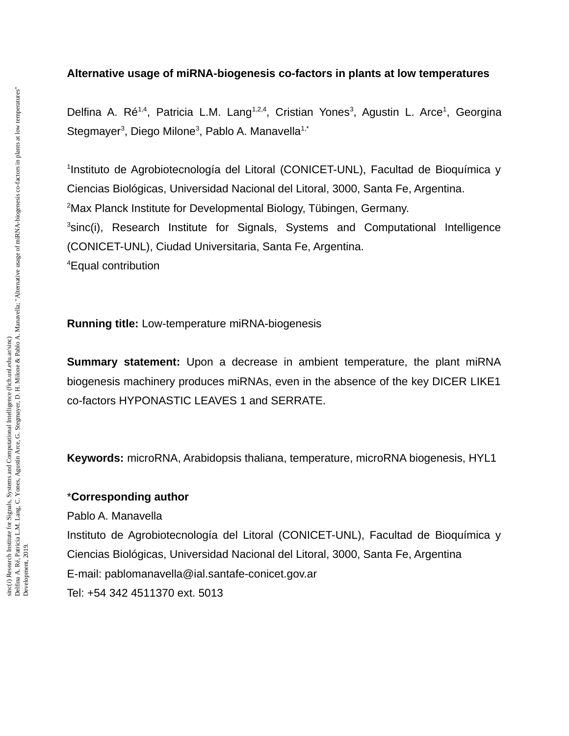# Alternative usage of miRNA-biogenesis co-factors in plants at low temperatures

Delfina A. Ré[1,4], Patricia L.M. Lang[1,2,4], Cristian Yones[3], Agustin L. Arce[1], Georgina Stegmayer[3], Diego Milone[3], Pablo A. Manavella[1,*]

[1]Instituto de Agrobiotecnología del Litoral (CONICET-UNL), Facultad de Bioquímica y Ciencias Biológicas, Universidad Nacional del Litoral, 3000, Santa Fe, Argentina.

[2]Max Planck Institute for Developmental Biology, Tübingen, Germany.

[3]sinc(i), Research Institute for Signals, Systems and Computational Intelligence (CONICET-UNL), Ciudad Universitaria, Santa Fe, Argentina.

[4]Equal contribution

**Running title:** Low-temperature miRNA-biogenesis

**Summary statement:** Upon a decrease in ambient temperature, the plant miRNA biogenesis machinery produces miRNAs, even in the absence of the key DICER LIKE1 co-factors HYPONASTIC LEAVES 1 and SERRATE.

**Keywords:** microRNA, Arabidopsis thaliana, temperature, microRNA biogenesis, HYL1

*__Corresponding author__

Pablo A. Manavella

Instituto de Agrobiotecnología del Litoral (CONICET-UNL), Facultad de Bioquímica y Ciencias Biológicas, Universidad Nacional del Litoral, 3000, Santa Fe, Argentina

E-mail: pablomanavella@ial.santafe-conicet.gov.ar

Tel: +54 342 4511370 ext. 5013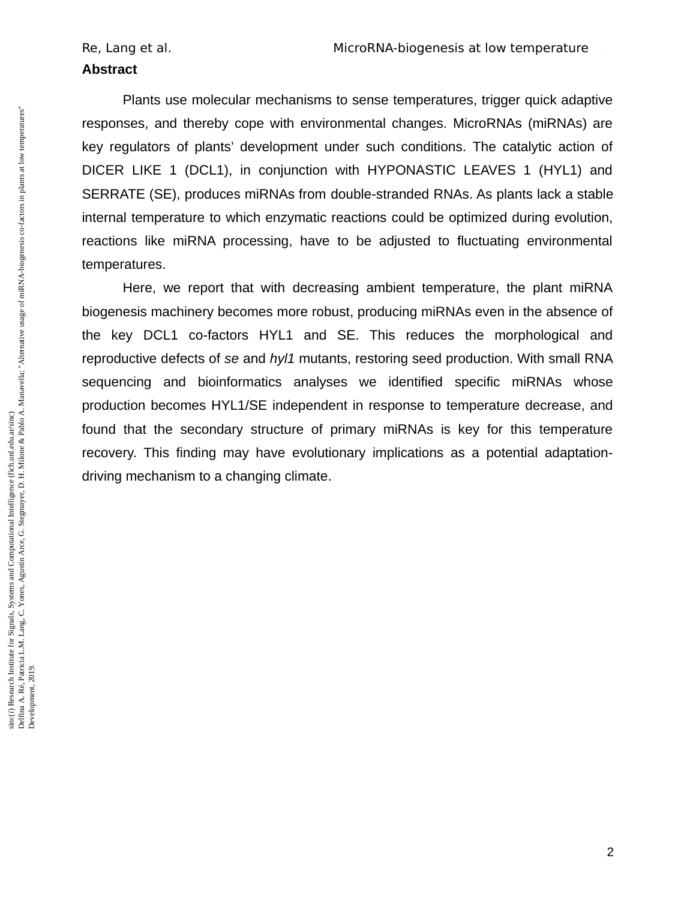## Abstract

Plants use molecular mechanisms to sense temperatures, trigger quick adaptive responses, and thereby cope with environmental changes. MicroRNAs (miRNAs) are key regulators of plants' development under such conditions. The catalytic action of DICER LIKE 1 (DCL1), in conjunction with HYPONASTIC LEAVES 1 (HYL1) and SERRATE (SE), produces miRNAs from double-stranded RNAs. As plants lack a stable internal temperature to which enzymatic reactions could be optimized during evolution, reactions like miRNA processing, have to be adjusted to fluctuating environmental temperatures.

Here, we report that with decreasing ambient temperature, the plant miRNA biogenesis machinery becomes more robust, producing miRNAs even in the absence of the key DCL1 co-factors HYL1 and SE. This reduces the morphological and reproductive defects of *se* and *hyl1* mutants, restoring seed production. With small RNA sequencing and bioinformatics analyses we identified specific miRNAs whose production becomes HYL1/SE independent in response to temperature decrease, and found that the secondary structure of primary miRNAs is key for this temperature recovery. This finding may have evolutionary implications as a potential adaptation-driving mechanism to a changing climate.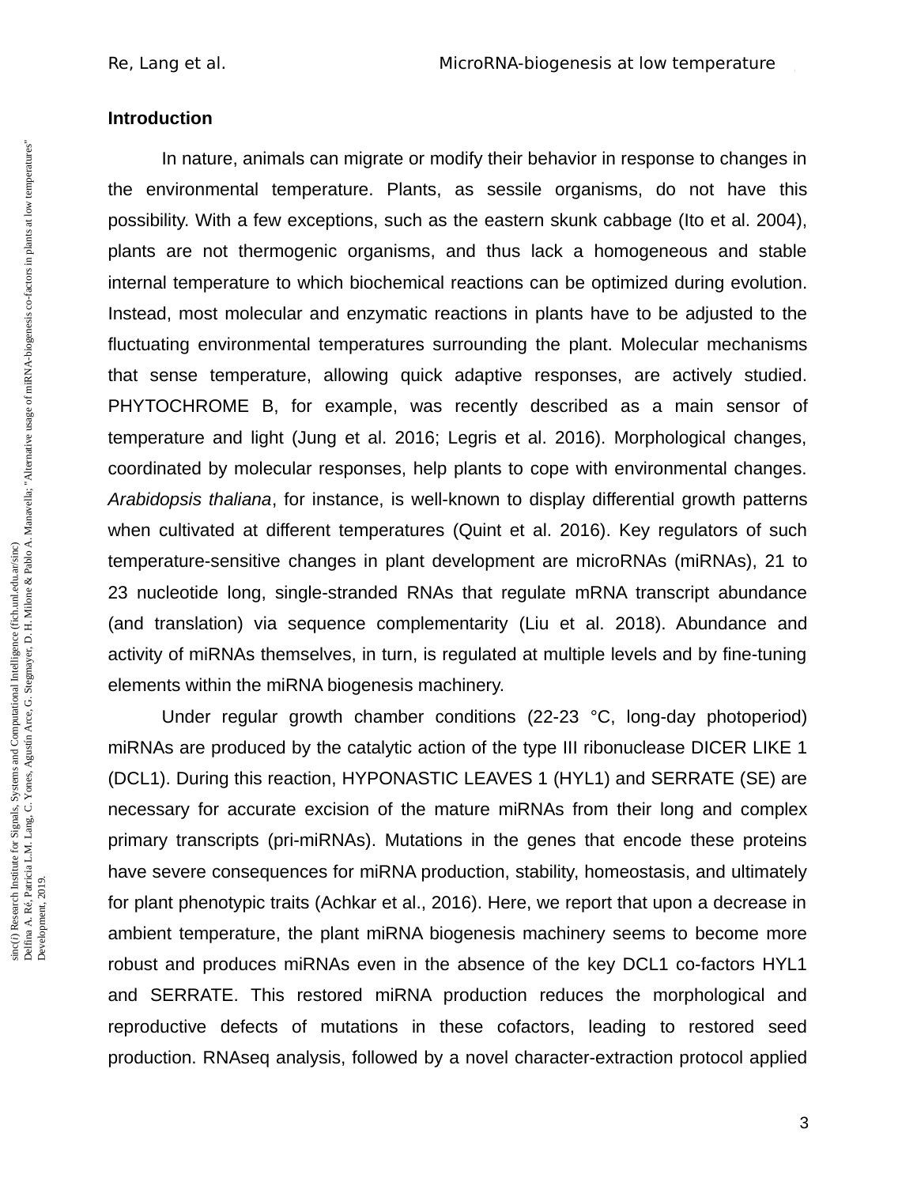## Introduction

In nature, animals can migrate or modify their behavior in response to changes in the environmental temperature. Plants, as sessile organisms, do not have this possibility. With a few exceptions, such as the eastern skunk cabbage (Ito et al. 2004), plants are not thermogenic organisms, and thus lack a homogeneous and stable internal temperature to which biochemical reactions can be optimized during evolution. Instead, most molecular and enzymatic reactions in plants have to be adjusted to the fluctuating environmental temperatures surrounding the plant. Molecular mechanisms that sense temperature, allowing quick adaptive responses, are actively studied. PHYTOCHROME B, for example, was recently described as a main sensor of temperature and light (Jung et al. 2016; Legris et al. 2016). Morphological changes, coordinated by molecular responses, help plants to cope with environmental changes. *Arabidopsis thaliana*, for instance, is well-known to display differential growth patterns when cultivated at different temperatures (Quint et al. 2016). Key regulators of such temperature-sensitive changes in plant development are microRNAs (miRNAs), 21 to 23 nucleotide long, single-stranded RNAs that regulate mRNA transcript abundance (and translation) via sequence complementarity (Liu et al. 2018). Abundance and activity of miRNAs themselves, in turn, is regulated at multiple levels and by fine-tuning elements within the miRNA biogenesis machinery.

Under regular growth chamber conditions (22-23 °C, long-day photoperiod) miRNAs are produced by the catalytic action of the type III ribonuclease DICER LIKE 1 (DCL1). During this reaction, HYPONASTIC LEAVES 1 (HYL1) and SERRATE (SE) are necessary for accurate excision of the mature miRNAs from their long and complex primary transcripts (pri-miRNAs). Mutations in the genes that encode these proteins have severe consequences for miRNA production, stability, homeostasis, and ultimately for plant phenotypic traits (Achkar et al., 2016). Here, we report that upon a decrease in ambient temperature, the plant miRNA biogenesis machinery seems to become more robust and produces miRNAs even in the absence of the key DCL1 co-factors HYL1 and SERRATE. This restored miRNA production reduces the morphological and reproductive defects of mutations in these cofactors, leading to restored seed production. RNAseq analysis, followed by a novel character-extraction protocol applied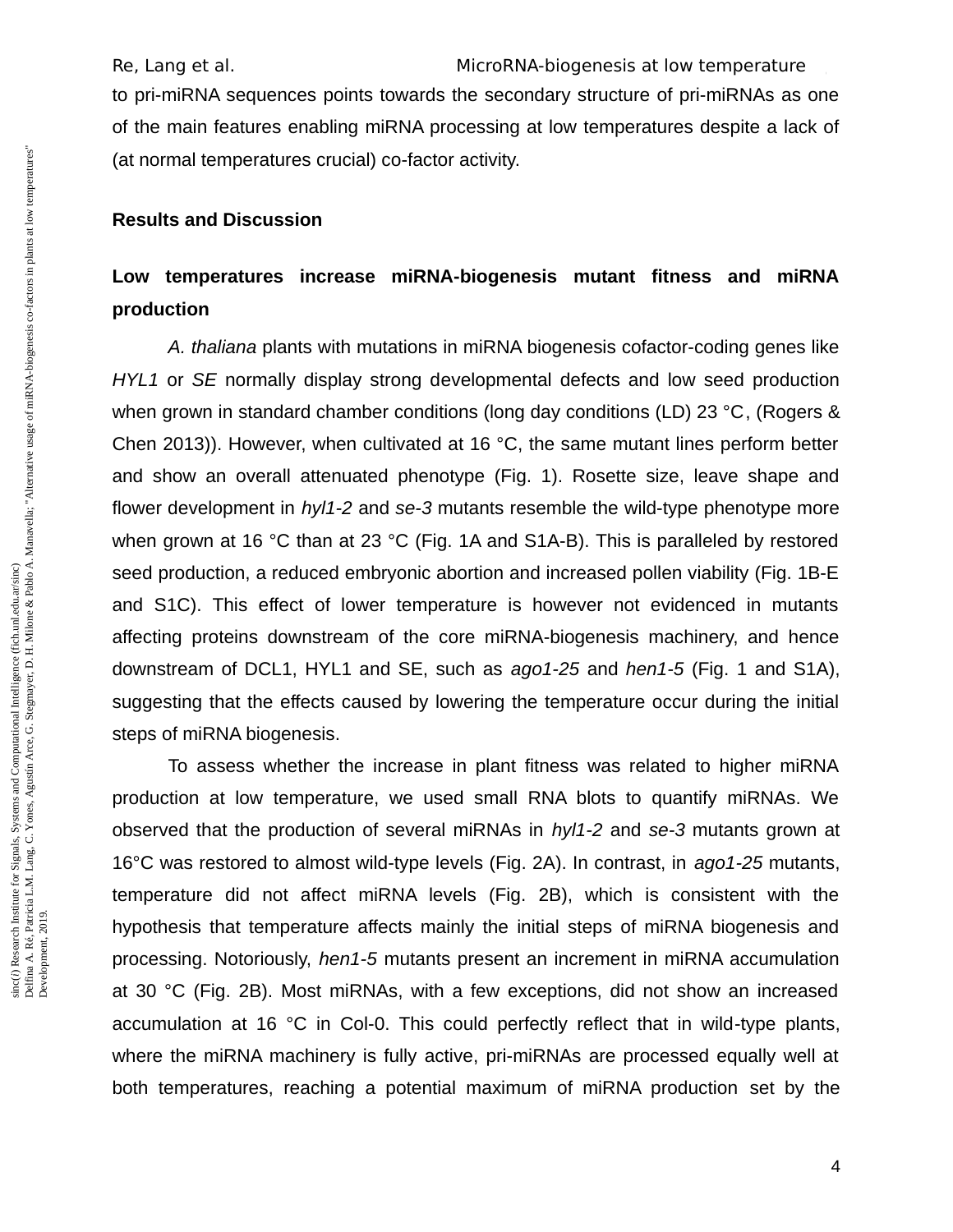to pri-miRNA sequences points towards the secondary structure of pri-miRNAs as one of the main features enabling miRNA processing at low temperatures despite a lack of (at normal temperatures crucial) co-factor activity.

## Results and Discussion

### Low temperatures increase miRNA-biogenesis mutant fitness and miRNA production

*A. thaliana* plants with mutations in miRNA biogenesis cofactor-coding genes like *HYL1* or *SE* normally display strong developmental defects and low seed production when grown in standard chamber conditions (long day conditions (LD) 23 °C, (Rogers & Chen 2013)). However, when cultivated at 16 °C, the same mutant lines perform better and show an overall attenuated phenotype (Fig. 1). Rosette size, leave shape and flower development in *hyl1-2* and *se-3* mutants resemble the wild-type phenotype more when grown at 16 °C than at 23 °C (Fig. 1A and S1A-B). This is paralleled by restored seed production, a reduced embryonic abortion and increased pollen viability (Fig. 1B-E and S1C). This effect of lower temperature is however not evidenced in mutants affecting proteins downstream of the core miRNA-biogenesis machinery, and hence downstream of DCL1, HYL1 and SE, such as *ago1-25* and *hen1-5* (Fig. 1 and S1A), suggesting that the effects caused by lowering the temperature occur during the initial steps of miRNA biogenesis.

To assess whether the increase in plant fitness was related to higher miRNA production at low temperature, we used small RNA blots to quantify miRNAs. We observed that the production of several miRNAs in *hyl1-2* and *se-3* mutants grown at 16°C was restored to almost wild-type levels (Fig. 2A). In contrast, in *ago1-25* mutants, temperature did not affect miRNA levels (Fig. 2B), which is consistent with the hypothesis that temperature affects mainly the initial steps of miRNA biogenesis and processing. Notoriously, *hen1-5* mutants present an increment in miRNA accumulation at 30 °C (Fig. 2B). Most miRNAs, with a few exceptions, did not show an increased accumulation at 16 °C in Col-0. This could perfectly reflect that in wild-type plants, where the miRNA machinery is fully active, pri-miRNAs are processed equally well at both temperatures, reaching a potential maximum of miRNA production set by the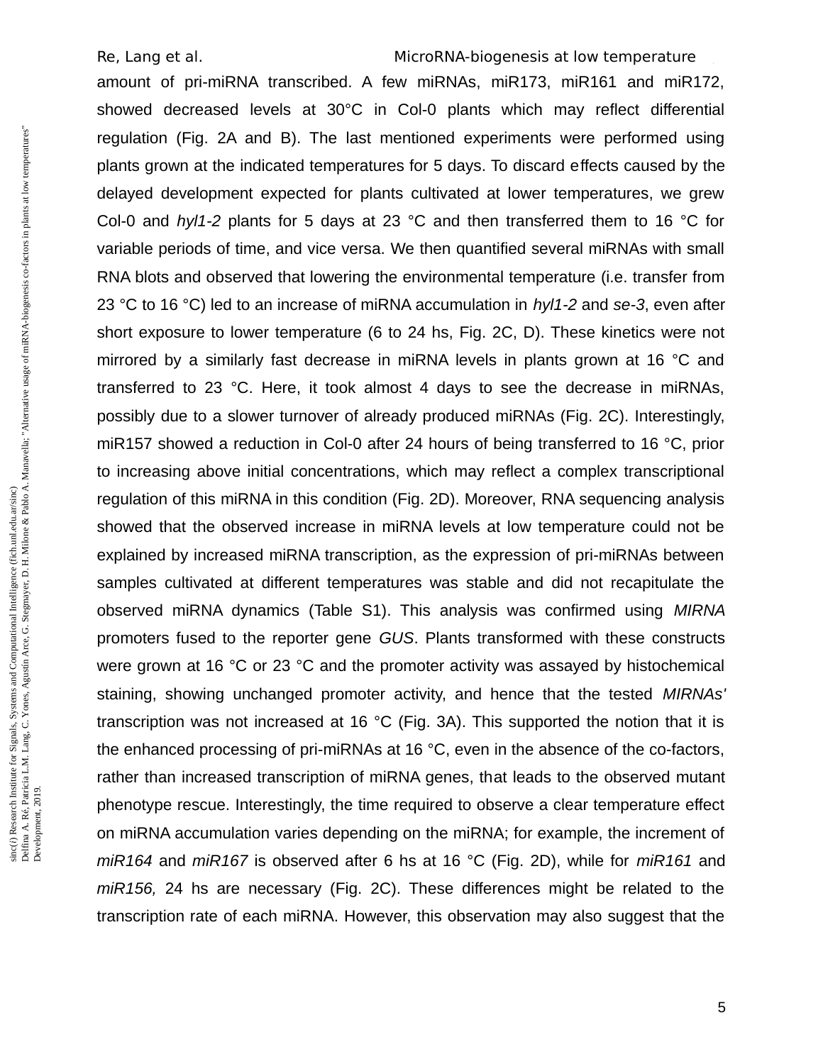amount of pri-miRNA transcribed. A few miRNAs, miR173, miR161 and miR172, showed decreased levels at 30°C in Col-0 plants which may reflect differential regulation (Fig. 2A and B). The last mentioned experiments were performed using plants grown at the indicated temperatures for 5 days. To discard effects caused by the delayed development expected for plants cultivated at lower temperatures, we grew Col-0 and *hyl1-2* plants for 5 days at 23 °C and then transferred them to 16 °C for variable periods of time, and vice versa. We then quantified several miRNAs with small RNA blots and observed that lowering the environmental temperature (i.e. transfer from 23 °C to 16 °C) led to an increase of miRNA accumulation in *hyl1-2* and *se-3*, even after short exposure to lower temperature (6 to 24 hs, Fig. 2C, D). These kinetics were not mirrored by a similarly fast decrease in miRNA levels in plants grown at 16 °C and transferred to 23 °C. Here, it took almost 4 days to see the decrease in miRNAs, possibly due to a slower turnover of already produced miRNAs (Fig. 2C). Interestingly, miR157 showed a reduction in Col-0 after 24 hours of being transferred to 16 °C, prior to increasing above initial concentrations, which may reflect a complex transcriptional regulation of this miRNA in this condition (Fig. 2D). Moreover, RNA sequencing analysis showed that the observed increase in miRNA levels at low temperature could not be explained by increased miRNA transcription, as the expression of pri-miRNAs between samples cultivated at different temperatures was stable and did not recapitulate the observed miRNA dynamics (Table S1). This analysis was confirmed using *MIRNA* promoters fused to the reporter gene *GUS*. Plants transformed with these constructs were grown at 16 °C or 23 °C and the promoter activity was assayed by histochemical staining, showing unchanged promoter activity, and hence that the tested *MIRNAs'* transcription was not increased at 16 °C (Fig. 3A). This supported the notion that it is the enhanced processing of pri-miRNAs at 16 °C, even in the absence of the co-factors, rather than increased transcription of miRNA genes, that leads to the observed mutant phenotype rescue. Interestingly, the time required to observe a clear temperature effect on miRNA accumulation varies depending on the miRNA; for example, the increment of *miR164* and *miR167* is observed after 6 hs at 16 °C (Fig. 2D), while for *miR161* and *miR156,* 24 hs are necessary (Fig. 2C). These differences might be related to the transcription rate of each miRNA. However, this observation may also suggest that the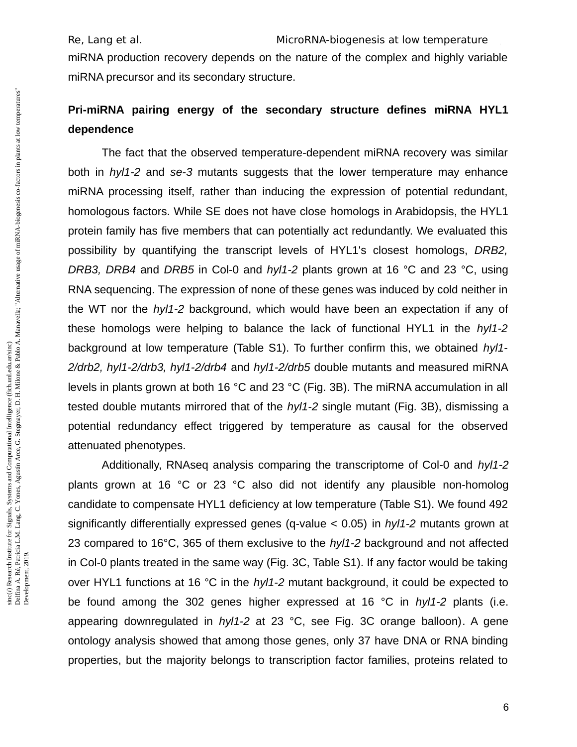miRNA production recovery depends on the nature of the complex and highly variable miRNA precursor and its secondary structure.

## Pri-miRNA pairing energy of the secondary structure defines miRNA HYL1 dependence

The fact that the observed temperature-dependent miRNA recovery was similar both in *hyl1-2* and *se-3* mutants suggests that the lower temperature may enhance miRNA processing itself, rather than inducing the expression of potential redundant, homologous factors. While SE does not have close homologs in Arabidopsis, the HYL1 protein family has five members that can potentially act redundantly. We evaluated this possibility by quantifying the transcript levels of HYL1's closest homologs, *DRB2, DRB3, DRB4* and *DRB5* in Col-0 and *hyl1-2* plants grown at 16 °C and 23 °C, using RNA sequencing. The expression of none of these genes was induced by cold neither in the WT nor the *hyl1-2* background, which would have been an expectation if any of these homologs were helping to balance the lack of functional HYL1 in the *hyl1-2* background at low temperature (Table S1). To further confirm this, we obtained *hyl1-2/drb2, hyl1-2/drb3, hyl1-2/drb4* and *hyl1-2/drb5* double mutants and measured miRNA levels in plants grown at both 16 °C and 23 °C (Fig. 3B). The miRNA accumulation in all tested double mutants mirrored that of the *hyl1-2* single mutant (Fig. 3B), dismissing a potential redundancy effect triggered by temperature as causal for the observed attenuated phenotypes.

Additionally, RNAseq analysis comparing the transcriptome of Col-0 and *hyl1-2* plants grown at 16 °C or 23 °C also did not identify any plausible non-homolog candidate to compensate HYL1 deficiency at low temperature (Table S1). We found 492 significantly differentially expressed genes (q-value < 0.05) in *hyl1-2* mutants grown at 23 compared to 16°C, 365 of them exclusive to the *hyl1-2* background and not affected in Col-0 plants treated in the same way (Fig. 3C, Table S1). If any factor would be taking over HYL1 functions at 16 °C in the *hyl1-2* mutant background, it could be expected to be found among the 302 genes higher expressed at 16 °C in *hyl1-2* plants (i.e. appearing downregulated in *hyl1-2* at 23 °C, see Fig. 3C orange balloon). A gene ontology analysis showed that among those genes, only 37 have DNA or RNA binding properties, but the majority belongs to transcription factor families, proteins related to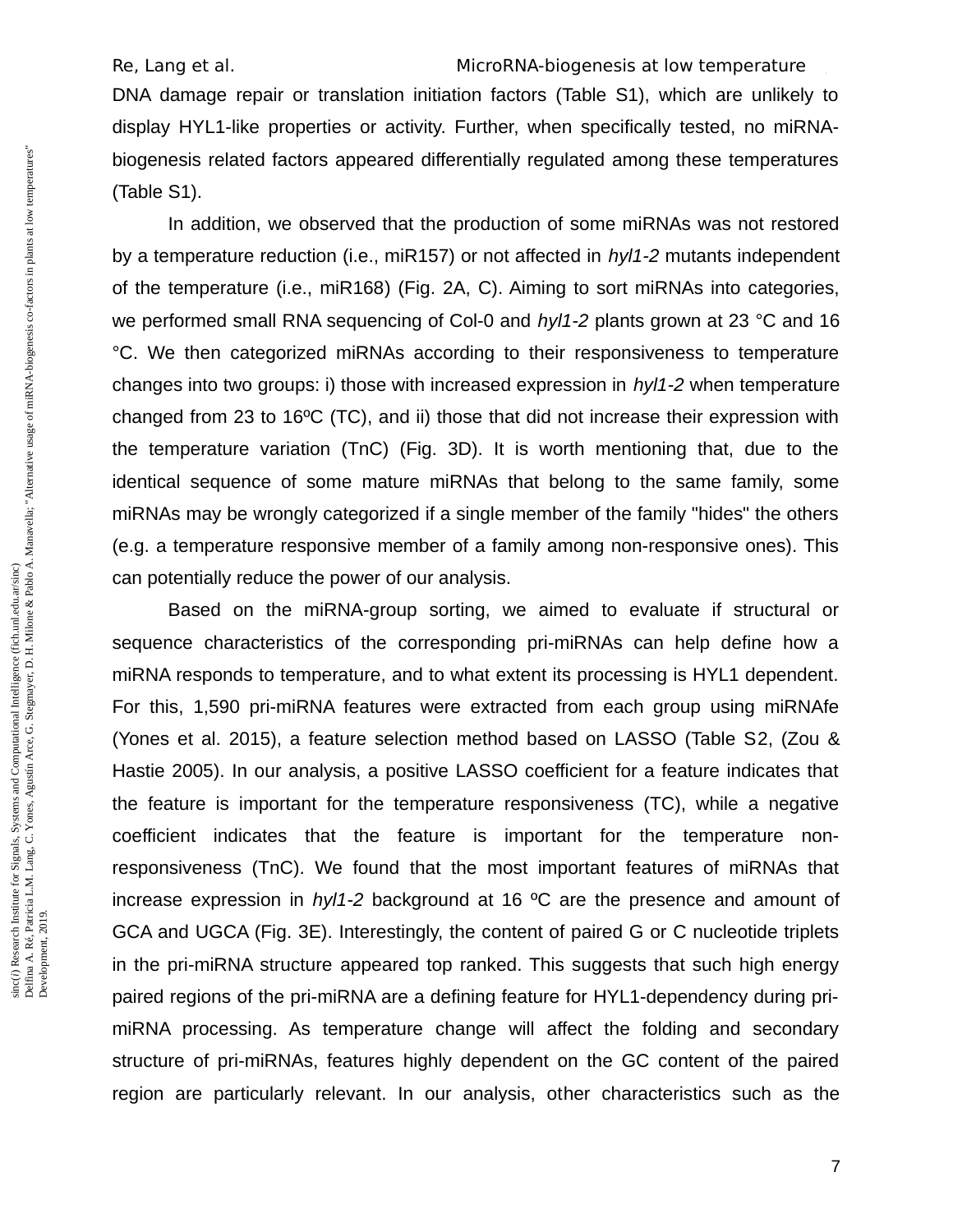DNA damage repair or translation initiation factors (Table S1), which are unlikely to display HYL1-like properties or activity. Further, when specifically tested, no miRNA-biogenesis related factors appeared differentially regulated among these temperatures (Table S1).

In addition, we observed that the production of some miRNAs was not restored by a temperature reduction (i.e., miR157) or not affected in *hyl1-2* mutants independent of the temperature (i.e., miR168) (Fig. 2A, C). Aiming to sort miRNAs into categories, we performed small RNA sequencing of Col-0 and *hyl1-2* plants grown at 23 °C and 16 °C. We then categorized miRNAs according to their responsiveness to temperature changes into two groups: i) those with increased expression in *hyl1-2* when temperature changed from 23 to 16ºC (TC), and ii) those that did not increase their expression with the temperature variation (TnC) (Fig. 3D). It is worth mentioning that, due to the identical sequence of some mature miRNAs that belong to the same family, some miRNAs may be wrongly categorized if a single member of the family "hides" the others (e.g. a temperature responsive member of a family among non-responsive ones). This can potentially reduce the power of our analysis.

Based on the miRNA-group sorting, we aimed to evaluate if structural or sequence characteristics of the corresponding pri-miRNAs can help define how a miRNA responds to temperature, and to what extent its processing is HYL1 dependent. For this, 1,590 pri-miRNA features were extracted from each group using miRNAfe (Yones et al. 2015), a feature selection method based on LASSO (Table S2, (Zou & Hastie 2005). In our analysis, a positive LASSO coefficient for a feature indicates that the feature is important for the temperature responsiveness (TC), while a negative coefficient indicates that the feature is important for the temperature non-responsiveness (TnC). We found that the most important features of miRNAs that increase expression in *hyl1-2* background at 16 ºC are the presence and amount of GCA and UGCA (Fig. 3E). Interestingly, the content of paired G or C nucleotide triplets in the pri-miRNA structure appeared top ranked. This suggests that such high energy paired regions of the pri-miRNA are a defining feature for HYL1-dependency during pri-miRNA processing. As temperature change will affect the folding and secondary structure of pri-miRNAs, features highly dependent on the GC content of the paired region are particularly relevant. In our analysis, other characteristics such as the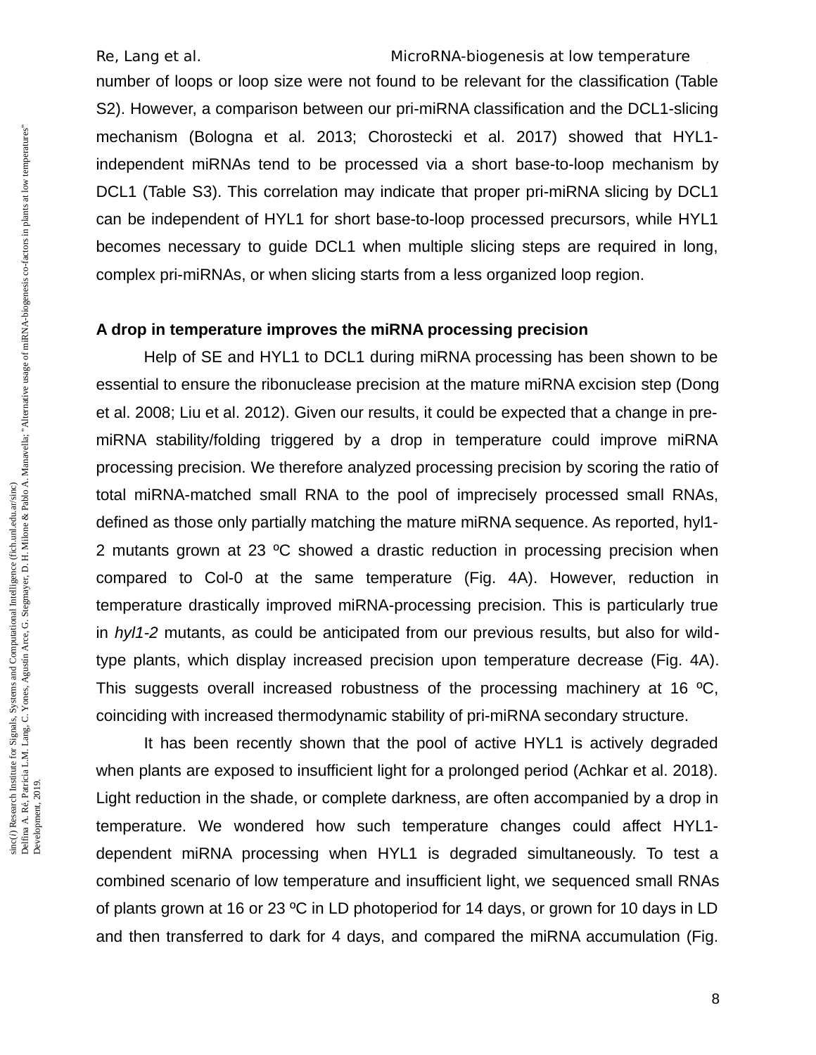number of loops or loop size were not found to be relevant for the classification (Table S2). However, a comparison between our pri-miRNA classification and the DCL1-slicing mechanism (Bologna et al. 2013; Chorostecki et al. 2017) showed that HYL1-independent miRNAs tend to be processed via a short base-to-loop mechanism by DCL1 (Table S3). This correlation may indicate that proper pri-miRNA slicing by DCL1 can be independent of HYL1 for short base-to-loop processed precursors, while HYL1 becomes necessary to guide DCL1 when multiple slicing steps are required in long, complex pri-miRNAs, or when slicing starts from a less organized loop region.

**A drop in temperature improves the miRNA processing precision**

Help of SE and HYL1 to DCL1 during miRNA processing has been shown to be essential to ensure the ribonuclease precision at the mature miRNA excision step (Dong et al. 2008; Liu et al. 2012). Given our results, it could be expected that a change in pre-miRNA stability/folding triggered by a drop in temperature could improve miRNA processing precision. We therefore analyzed processing precision by scoring the ratio of total miRNA-matched small RNA to the pool of imprecisely processed small RNAs, defined as those only partially matching the mature miRNA sequence. As reported, hyl1-2 mutants grown at 23 ºC showed a drastic reduction in processing precision when compared to Col-0 at the same temperature (Fig. 4A). However, reduction in temperature drastically improved miRNA-processing precision. This is particularly true in *hyl1-2* mutants, as could be anticipated from our previous results, but also for wild-type plants, which display increased precision upon temperature decrease (Fig. 4A). This suggests overall increased robustness of the processing machinery at 16 ºC, coinciding with increased thermodynamic stability of pri-miRNA secondary structure.

It has been recently shown that the pool of active HYL1 is actively degraded when plants are exposed to insufficient light for a prolonged period (Achkar et al. 2018). Light reduction in the shade, or complete darkness, are often accompanied by a drop in temperature. We wondered how such temperature changes could affect HYL1-dependent miRNA processing when HYL1 is degraded simultaneously. To test a combined scenario of low temperature and insufficient light, we sequenced small RNAs of plants grown at 16 or 23 ºC in LD photoperiod for 14 days, or grown for 10 days in LD and then transferred to dark for 4 days, and compared the miRNA accumulation (Fig.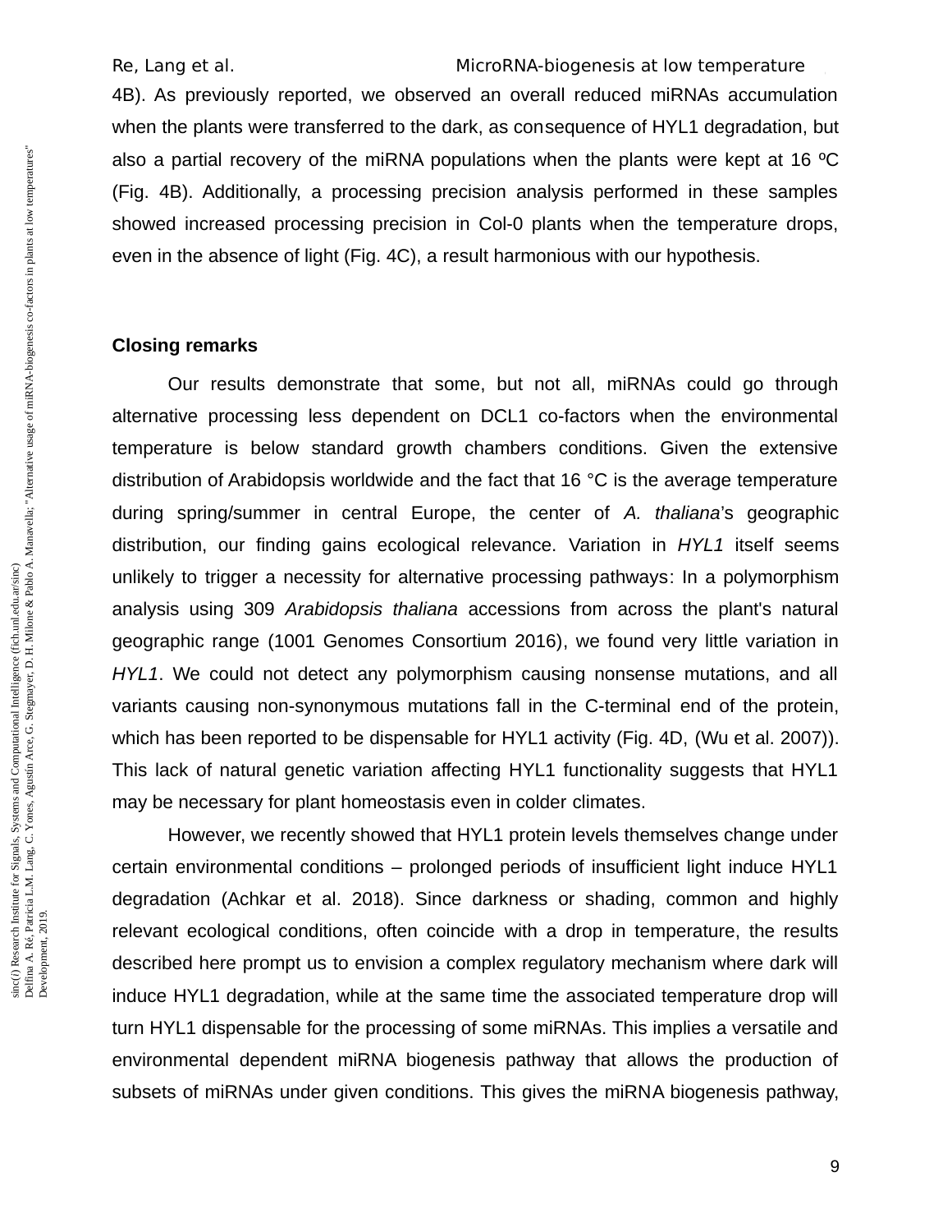4B). As previously reported, we observed an overall reduced miRNAs accumulation when the plants were transferred to the dark, as consequence of HYL1 degradation, but also a partial recovery of the miRNA populations when the plants were kept at 16 ºC (Fig. 4B). Additionally, a processing precision analysis performed in these samples showed increased processing precision in Col-0 plants when the temperature drops, even in the absence of light (Fig. 4C), a result harmonious with our hypothesis.

**Closing remarks**

Our results demonstrate that some, but not all, miRNAs could go through alternative processing less dependent on DCL1 co-factors when the environmental temperature is below standard growth chambers conditions. Given the extensive distribution of Arabidopsis worldwide and the fact that 16 °C is the average temperature during spring/summer in central Europe, the center of *A. thaliana*'s geographic distribution, our finding gains ecological relevance. Variation in *HYL1* itself seems unlikely to trigger a necessity for alternative processing pathways: In a polymorphism analysis using 309 *Arabidopsis thaliana* accessions from across the plant's natural geographic range (1001 Genomes Consortium 2016), we found very little variation in *HYL1*. We could not detect any polymorphism causing nonsense mutations, and all variants causing non-synonymous mutations fall in the C-terminal end of the protein, which has been reported to be dispensable for HYL1 activity (Fig. 4D, (Wu et al. 2007)). This lack of natural genetic variation affecting HYL1 functionality suggests that HYL1 may be necessary for plant homeostasis even in colder climates.

However, we recently showed that HYL1 protein levels themselves change under certain environmental conditions – prolonged periods of insufficient light induce HYL1 degradation (Achkar et al. 2018). Since darkness or shading, common and highly relevant ecological conditions, often coincide with a drop in temperature, the results described here prompt us to envision a complex regulatory mechanism where dark will induce HYL1 degradation, while at the same time the associated temperature drop will turn HYL1 dispensable for the processing of some miRNAs. This implies a versatile and environmental dependent miRNA biogenesis pathway that allows the production of subsets of miRNAs under given conditions. This gives the miRNA biogenesis pathway,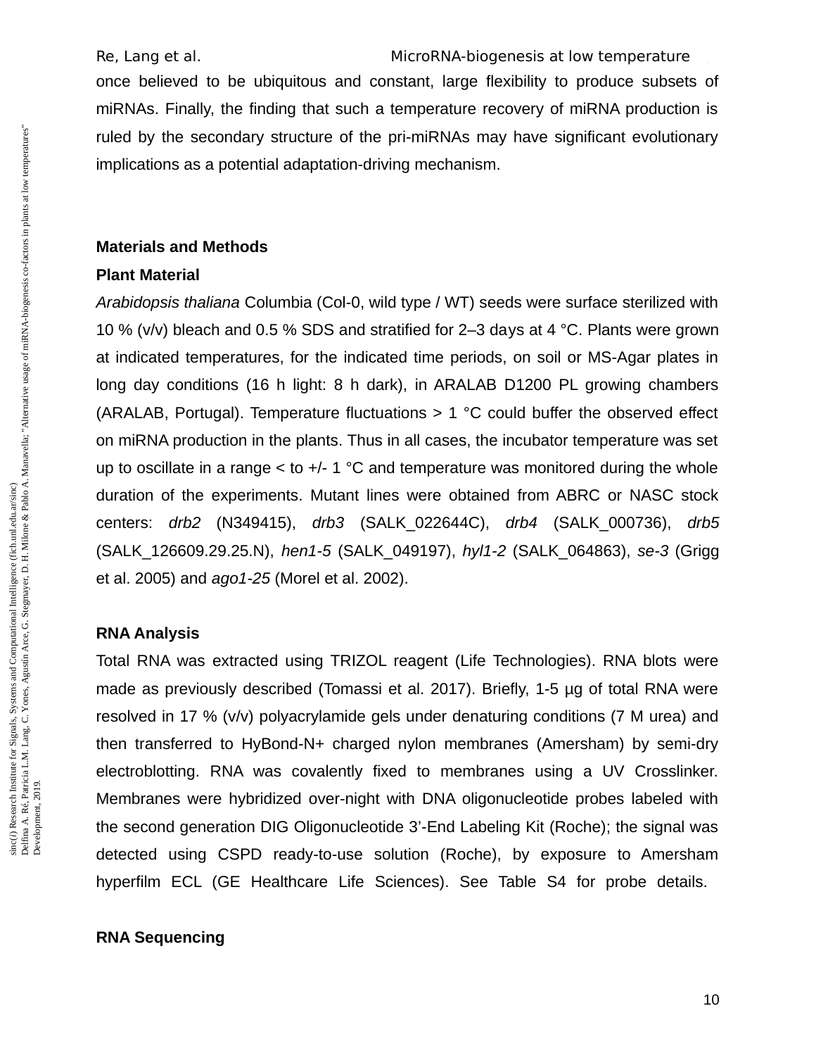once believed to be ubiquitous and constant, large flexibility to produce subsets of miRNAs. Finally, the finding that such a temperature recovery of miRNA production is ruled by the secondary structure of the pri-miRNAs may have significant evolutionary implications as a potential adaptation-driving mechanism.

## Materials and Methods

### Plant Material

*Arabidopsis thaliana* Columbia (Col-0, wild type / WT) seeds were surface sterilized with 10 % (v/v) bleach and 0.5 % SDS and stratified for 2–3 days at 4 °C. Plants were grown at indicated temperatures, for the indicated time periods, on soil or MS-Agar plates in long day conditions (16 h light: 8 h dark), in ARALAB D1200 PL growing chambers (ARALAB, Portugal). Temperature fluctuations > 1 °C could buffer the observed effect on miRNA production in the plants. Thus in all cases, the incubator temperature was set up to oscillate in a range < to +/- 1 °C and temperature was monitored during the whole duration of the experiments. Mutant lines were obtained from ABRC or NASC stock centers: *drb2* (N349415), *drb3* (SALK_022644C), *drb4* (SALK_000736), *drb5* (SALK_126609.29.25.N), *hen1-5* (SALK_049197), *hyl1-2* (SALK_064863), *se-3* (Grigg et al. 2005) and *ago1-25* (Morel et al. 2002).

### RNA Analysis

Total RNA was extracted using TRIZOL reagent (Life Technologies). RNA blots were made as previously described (Tomassi et al. 2017). Briefly, 1-5 µg of total RNA were resolved in 17 % (v/v) polyacrylamide gels under denaturing conditions (7 M urea) and then transferred to HyBond-N+ charged nylon membranes (Amersham) by semi-dry electroblotting. RNA was covalently fixed to membranes using a UV Crosslinker. Membranes were hybridized over-night with DNA oligonucleotide probes labeled with the second generation DIG Oligonucleotide 3'-End Labeling Kit (Roche); the signal was detected using CSPD ready-to-use solution (Roche), by exposure to Amersham hyperfilm ECL (GE Healthcare Life Sciences). See Table S4 for probe details.

### RNA Sequencing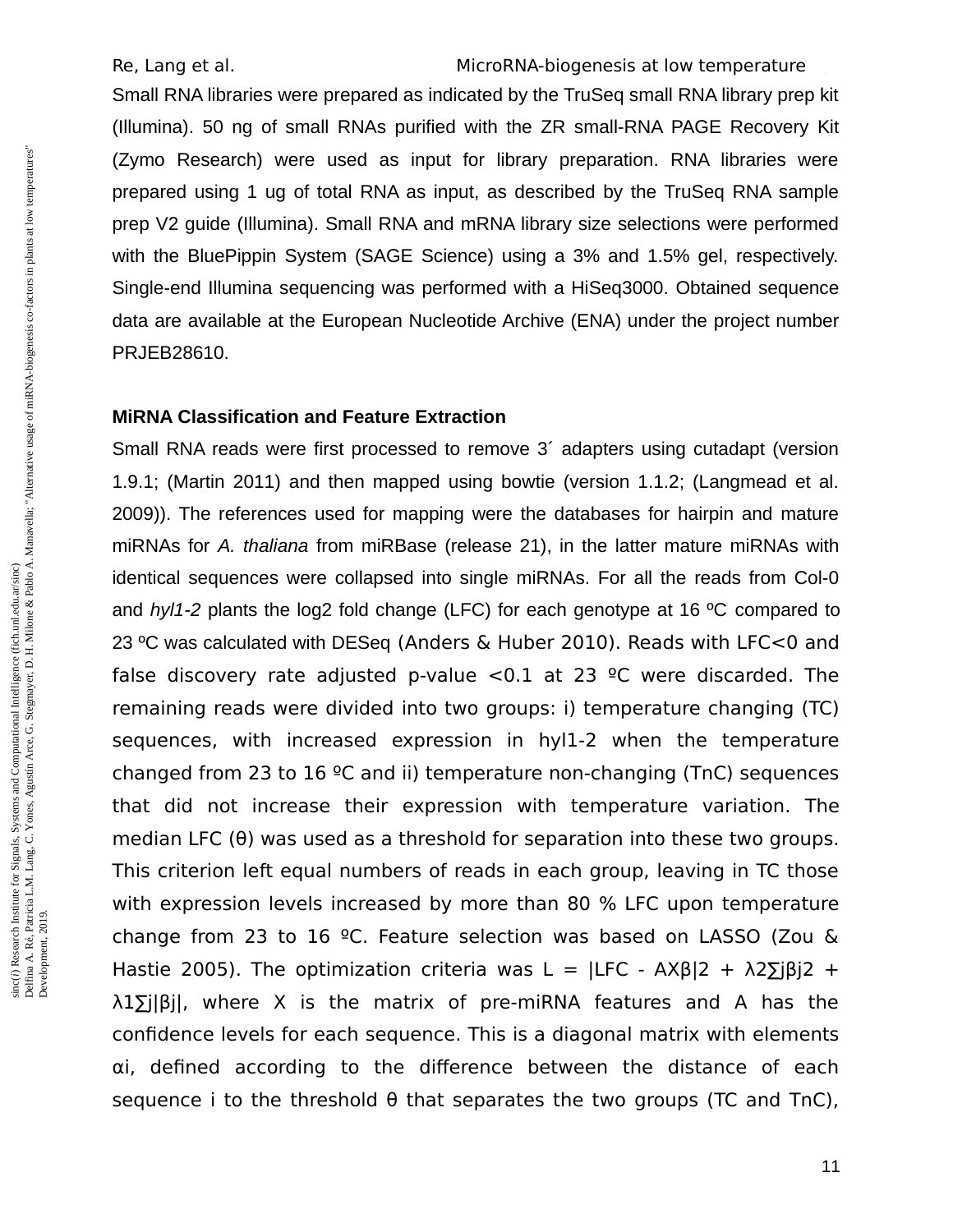Small RNA libraries were prepared as indicated by the TruSeq small RNA library prep kit (Illumina). 50 ng of small RNAs purified with the ZR small-RNA PAGE Recovery Kit (Zymo Research) were used as input for library preparation. RNA libraries were prepared using 1 ug of total RNA as input, as described by the TruSeq RNA sample prep V2 guide (Illumina). Small RNA and mRNA library size selections were performed with the BluePippin System (SAGE Science) using a 3% and 1.5% gel, respectively. Single-end Illumina sequencing was performed with a HiSeq3000. Obtained sequence data are available at the European Nucleotide Archive (ENA) under the project number PRJEB28610.

**MiRNA Classification and Feature Extraction**

Small RNA reads were first processed to remove 3´ adapters using cutadapt (version 1.9.1; (Martin 2011) and then mapped using bowtie (version 1.1.2; (Langmead et al. 2009)). The references used for mapping were the databases for hairpin and mature miRNAs for *A. thaliana* from miRBase (release 21), in the latter mature miRNAs with identical sequences were collapsed into single miRNAs. For all the reads from Col-0 and *hyl1-2* plants the log2 fold change (LFC) for each genotype at 16 ºC compared to 23 ºC was calculated with DESeq (Anders & Huber 2010). Reads with LFC<0 and false discovery rate adjusted p-value <0.1 at 23 ºC were discarded. The remaining reads were divided into two groups: i) temperature changing (TC) sequences, with increased expression in hyl1-2 when the temperature changed from 23 to 16 ºC and ii) temperature non-changing (TnC) sequences that did not increase their expression with temperature variation. The median LFC ($\theta$) was used as a threshold for separation into these two groups. This criterion left equal numbers of reads in each group, leaving in TC those with expression levels increased by more than 80 % LFC upon temperature change from 23 to 16 ºC. Feature selection was based on LASSO (Zou & Hastie 2005). The optimization criteria was $L = |LFC - AX\beta|^2 + \lambda_2\sum_j\beta_j^2 + \lambda_1\sum_j|\beta_j|$, where X is the matrix of pre-miRNA features and A has the confidence levels for each sequence. This is a diagonal matrix with elements $\alpha_i$, defined according to the difference between the distance of each sequence i to the threshold $\theta$ that separates the two groups (TC and TnC),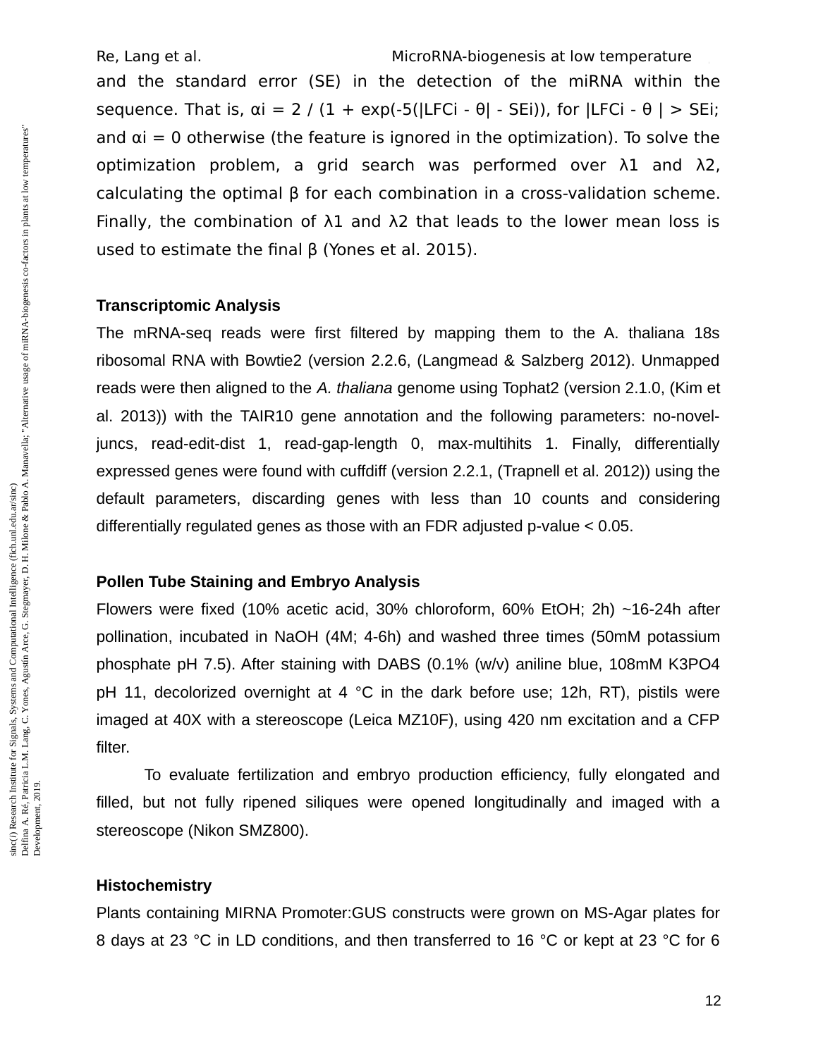and the standard error (SE) in the detection of the miRNA within the sequence. That is, $\alpha_i = 2 / (1 + \exp(-5(|LFC_i - \theta| - SE_i)))$, for $|LFC_i - \theta| > SE_i$; and $\alpha_i = 0$ otherwise (the feature is ignored in the optimization). To solve the optimization problem, a grid search was performed over $\lambda_1$ and $\lambda_2$, calculating the optimal $\beta$ for each combination in a cross-validation scheme. Finally, the combination of $\lambda_1$ and $\lambda_2$ that leads to the lower mean loss is used to estimate the final $\beta$ (Yones et al. 2015).

**Transcriptomic Analysis**

The mRNA-seq reads were first filtered by mapping them to the A. thaliana 18s ribosomal RNA with Bowtie2 (version 2.2.6, (Langmead & Salzberg 2012). Unmapped reads were then aligned to the *A. thaliana* genome using Tophat2 (version 2.1.0, (Kim et al. 2013)) with the TAIR10 gene annotation and the following parameters: no-novel-juncs, read-edit-dist 1, read-gap-length 0, max-multihits 1. Finally, differentially expressed genes were found with cuffdiff (version 2.2.1, (Trapnell et al. 2012)) using the default parameters, discarding genes with less than 10 counts and considering differentially regulated genes as those with an FDR adjusted p-value < 0.05.

**Pollen Tube Staining and Embryo Analysis**

Flowers were fixed (10% acetic acid, 30% chloroform, 60% EtOH; 2h) ~16-24h after pollination, incubated in NaOH (4M; 4-6h) and washed three times (50mM potassium phosphate pH 7.5). After staining with DABS (0.1% (w/v) aniline blue, 108mM $K_3PO_4$ pH 11, decolorized overnight at 4 °C in the dark before use; 12h, RT), pistils were imaged at 40X with a stereoscope (Leica MZ10F), using 420 nm excitation and a CFP filter.

To evaluate fertilization and embryo production efficiency, fully elongated and filled, but not fully ripened siliques were opened longitudinally and imaged with a stereoscope (Nikon SMZ800).

**Histochemistry**

Plants containing MIRNA Promoter:GUS constructs were grown on MS-Agar plates for 8 days at 23 °C in LD conditions, and then transferred to 16 °C or kept at 23 °C for 6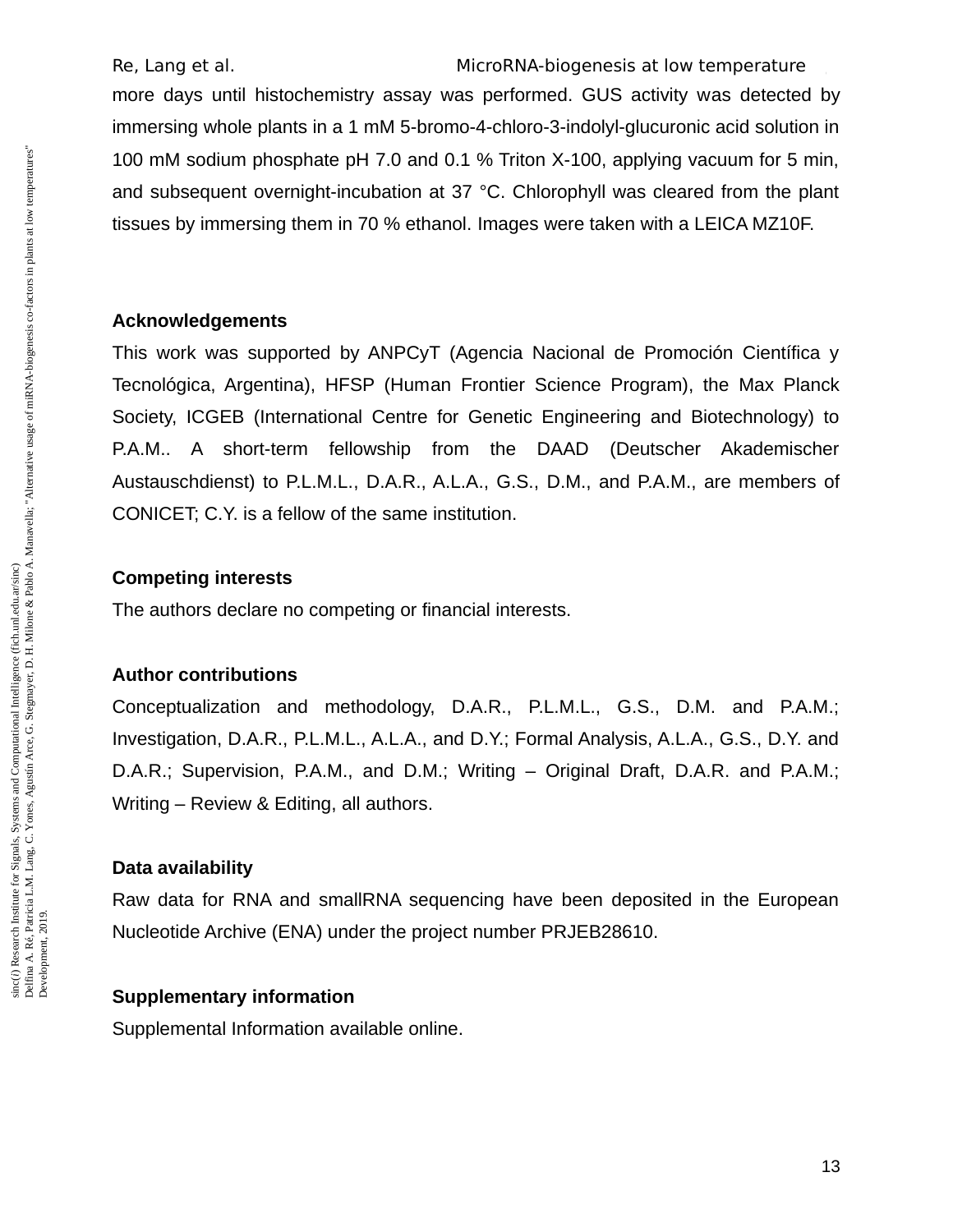more days until histochemistry assay was performed. GUS activity was detected by immersing whole plants in a 1 mM 5-bromo-4-chloro-3-indolyl-glucuronic acid solution in 100 mM sodium phosphate pH 7.0 and 0.1 % Triton X-100, applying vacuum for 5 min, and subsequent overnight-incubation at 37 °C. Chlorophyll was cleared from the plant tissues by immersing them in 70 % ethanol. Images were taken with a LEICA MZ10F.

## Acknowledgements

This work was supported by ANPCyT (Agencia Nacional de Promoción Científica y Tecnológica, Argentina), HFSP (Human Frontier Science Program), the Max Planck Society, ICGEB (International Centre for Genetic Engineering and Biotechnology) to P.A.M.. A short-term fellowship from the DAAD (Deutscher Akademischer Austauschdienst) to P.L.M.L., D.A.R., A.L.A., G.S., D.M., and P.A.M., are members of CONICET; C.Y. is a fellow of the same institution.

## Competing interests

The authors declare no competing or financial interests.

## Author contributions

Conceptualization and methodology, D.A.R., P.L.M.L., G.S., D.M. and P.A.M.; Investigation, D.A.R., P.L.M.L., A.L.A., and D.Y.; Formal Analysis, A.L.A., G.S., D.Y. and D.A.R.; Supervision, P.A.M., and D.M.; Writing – Original Draft, D.A.R. and P.A.M.; Writing – Review & Editing, all authors.

## Data availability

Raw data for RNA and smallRNA sequencing have been deposited in the European Nucleotide Archive (ENA) under the project number PRJEB28610.

## Supplementary information

Supplemental Information available online.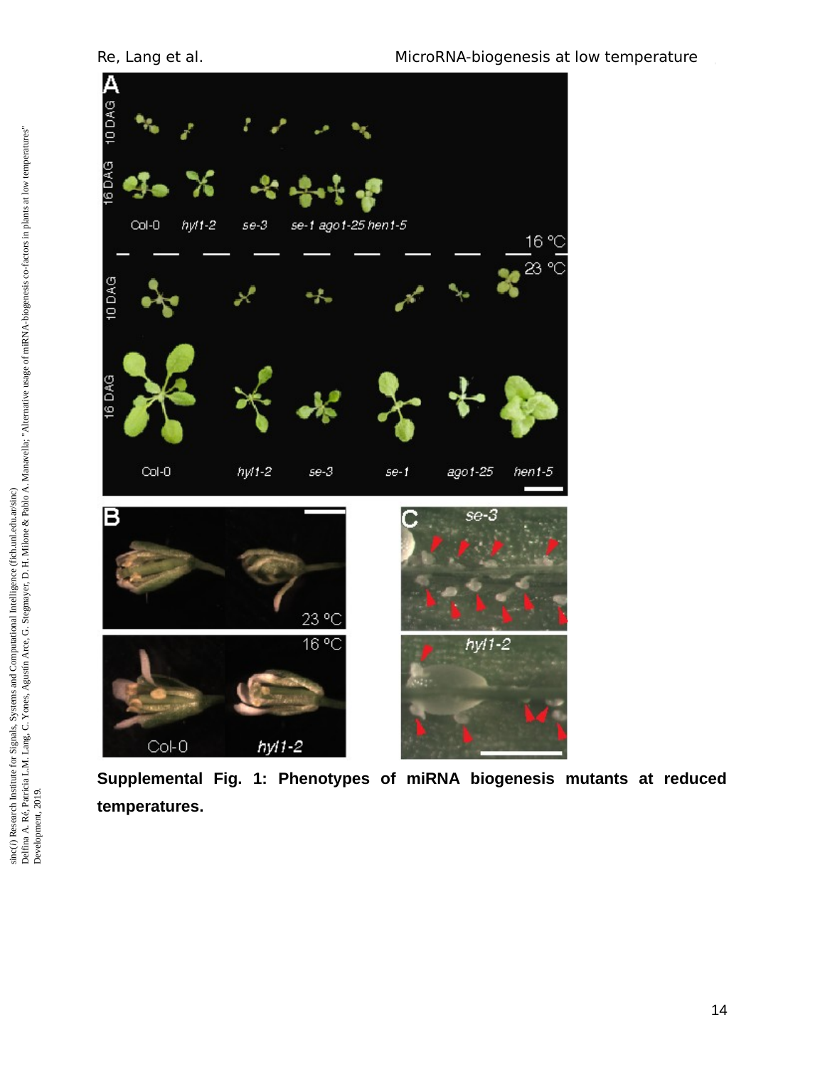**Supplemental Fig. 1: Phenotypes of miRNA biogenesis mutants at reduced temperatures.**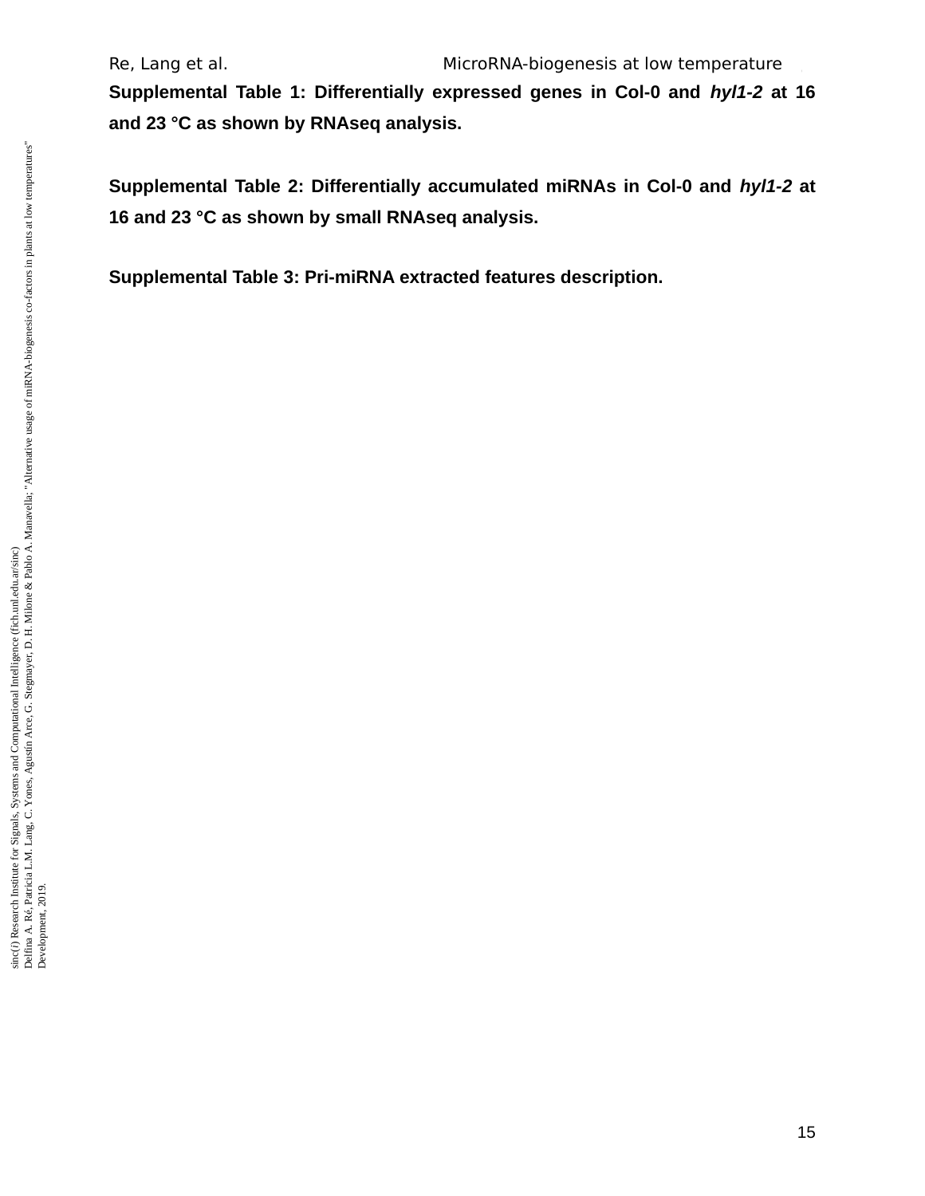**Supplemental Table 1: Differentially expressed genes in Col-0 and *hyl1-2* at 16 and 23 °C as shown by RNAseq analysis.**

**Supplemental Table 2: Differentially accumulated miRNAs in Col-0 and *hyl1-2* at 16 and 23 °C as shown by small RNAseq analysis.**

**Supplemental Table 3: Pri-miRNA extracted features description.**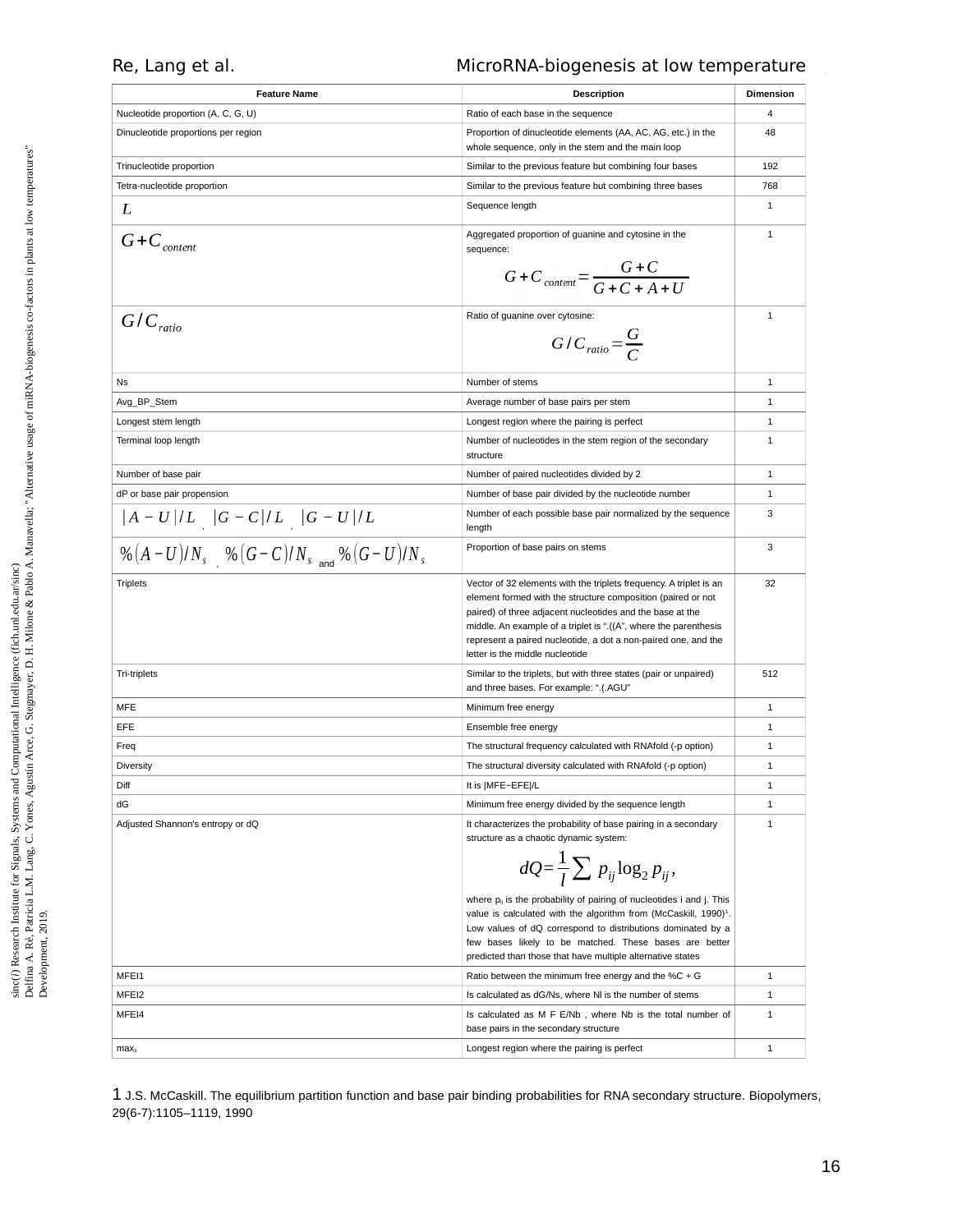| Feature Name | Description | Dimension |
|---|---|---|
| Nucleotide proportion (A, C, G, U) | Ratio of each base in the sequence | 4 |
| Dinucleotide proportions per region | Proportion of dinucleotide elements (AA, AC, AG, etc.) in the whole sequence, only in the stem and the main loop | 48 |
| Trinucleotide proportion | Similar to the previous feature but combining four bases | 192 |
| Tetra-nucleotide proportion | Similar to the previous feature but combining three bases | 768 |
| $L$ | Sequence length | 1 |
| $G+C_{content}$ | Aggregated proportion of guanine and cytosine in the sequence: $$G+C_{content}=\frac{G+C}{G+C+A+U}$$ | 1 |
| $G/C_{ratio}$ | Ratio of guanine over cytosine: $$G/C_{ratio}=\frac{G}{C}$$ | 1 |
| Ns | Number of stems | 1 |
| Avg_BP_Stem | Average number of base pairs per stem | 1 |
| Longest stem length | Longest region where the pairing is perfect | 1 |
| Terminal loop length | Number of nucleotides in the stem region of the secondary structure | 1 |
| Number of base pair | Number of paired nucleotides divided by 2 | 1 |
| dP or base pair propension | Number of base pair divided by the nucleotide number | 1 |
| $\lvert A-U \rvert /L$ , $\lvert G-C \rvert /L$ , $\lvert G-U \rvert /L$ | Number of each possible base pair normalized by the sequence length | 3 |
| $\%(A-U)/N_s$ , $\%(G-C)/N_s$ and $\%(G-U)/N_s$ | Proportion of base pairs on stems | 3 |
| Triplets | Vector of 32 elements with the triplets frequency. A triplet is an element formed with the structure composition (paired or not paired) of three adjacent nucleotides and the base at the middle. An example of a triplet is ".((A", where the parenthesis represent a paired nucleotide, a dot a non-paired one, and the letter is the middle nucleotide | 32 |
| Tri-triplets | Similar to the triplets, but with three states (pair or unpaired) and three bases. For example: ".(.AGU" | 512 |
| MFE | Minimum free energy | 1 |
| EFE | Ensemble free energy | 1 |
| Freq | The structural frequency calculated with RNAfold (-p option) | 1 |
| Diversity | The structural diversity calculated with RNAfold (-p option) | 1 |
| Diff | It is \|MFE−EFE\|/L | 1 |
| dG | Minimum free energy divided by the sequence length | 1 |
| Adjusted Shannon's entropy or dQ | It characterizes the probability of base pairing in a secondary structure as a chaotic dynamic system: $$dQ=\frac{1}{l}\sum p_{ij}\log_2 p_{ij},$$ where $p_{ij}$ is the probability of pairing of nucleotides i and j. This value is calculated with the algorithm from (McCaskill, 1990)[1]. Low values of dQ correspond to distributions dominated by a few bases likely to be matched. These bases are better predicted than those that have multiple alternative states | 1 |
| MFEI1 | Ratio between the minimum free energy and the %C + G | 1 |
| MFEI2 | Is calculated as dG/Ns, where Nl is the number of stems | 1 |
| MFEI4 | Is calculated as M F E/Nb , where Nb is the total number of base pairs in the secondary structure | 1 |
| $max_s$ | Longest region where the pairing is perfect | 1 |

1 J.S. McCaskill. The equilibrium partition function and base pair binding probabilities for RNA secondary structure. Biopolymers, 29(6-7):1105–1119, 1990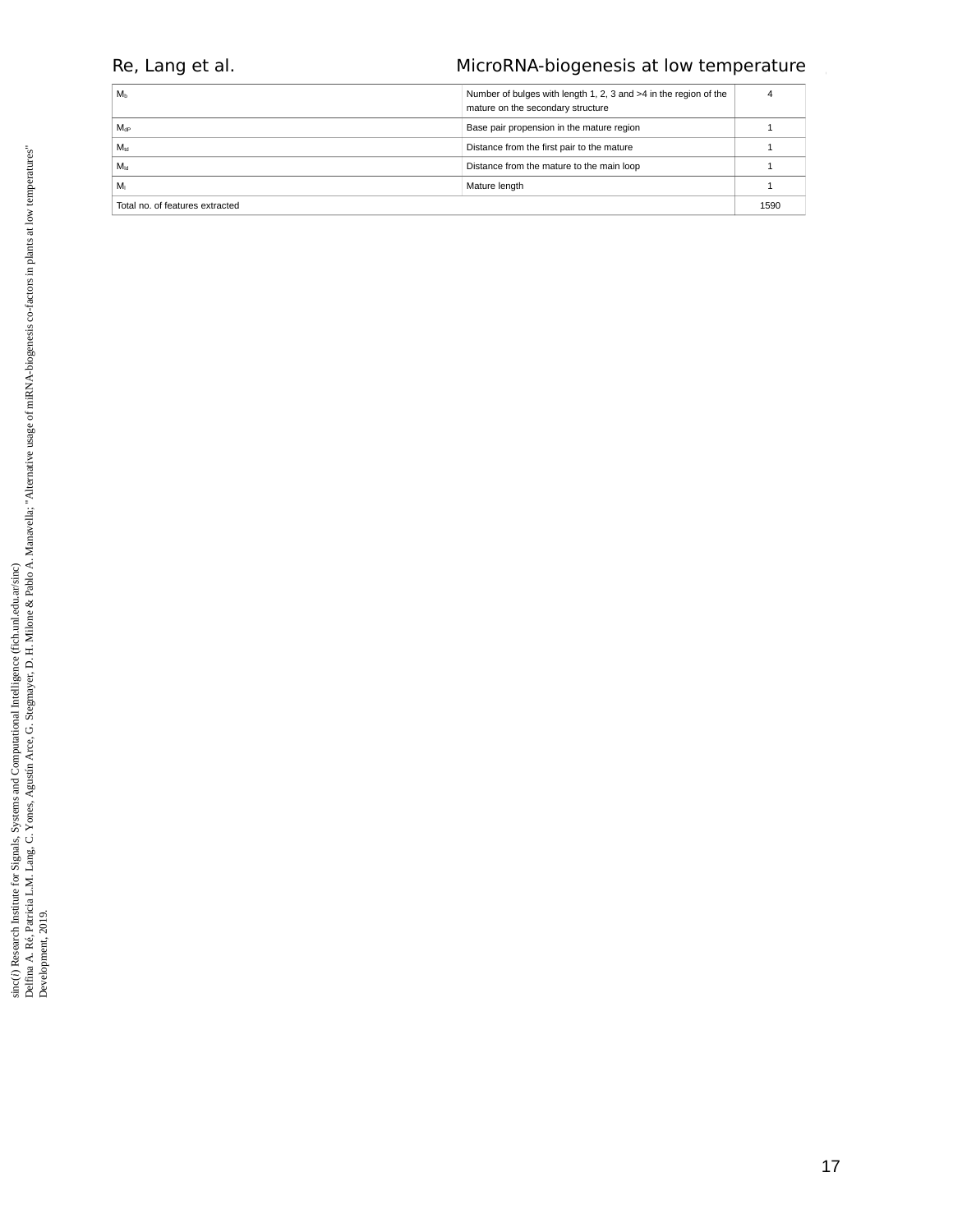| | | |
|---|---|---|
| $M_b$ | Number of bulges with length 1, 2, 3 and >4 in the region of the mature on the secondary structure | 4 |
| $M_{dP}$ | Base pair propension in the mature region | 1 |
| $M_{fd}$ | Distance from the first pair to the mature | 1 |
| $M_{ld}$ | Distance from the mature to the main loop | 1 |
| $M_l$ | Mature length | 1 |
| Total no. of features extracted | | 1590 |

sinc(*i*) Research Institute for Signals, Systems and Computational Intelligence (fich.unl.edu.ar/sinc)
Delfina A. Ré, Patricia L.M. Lang, C. Yones, Agustín Arce, G. Stegmayer, D. H. Milone & Pablo A. Manavella; "Alternative usage of miRNA-biogenesis co-factors in plants at low temperatures"
Development, 2019.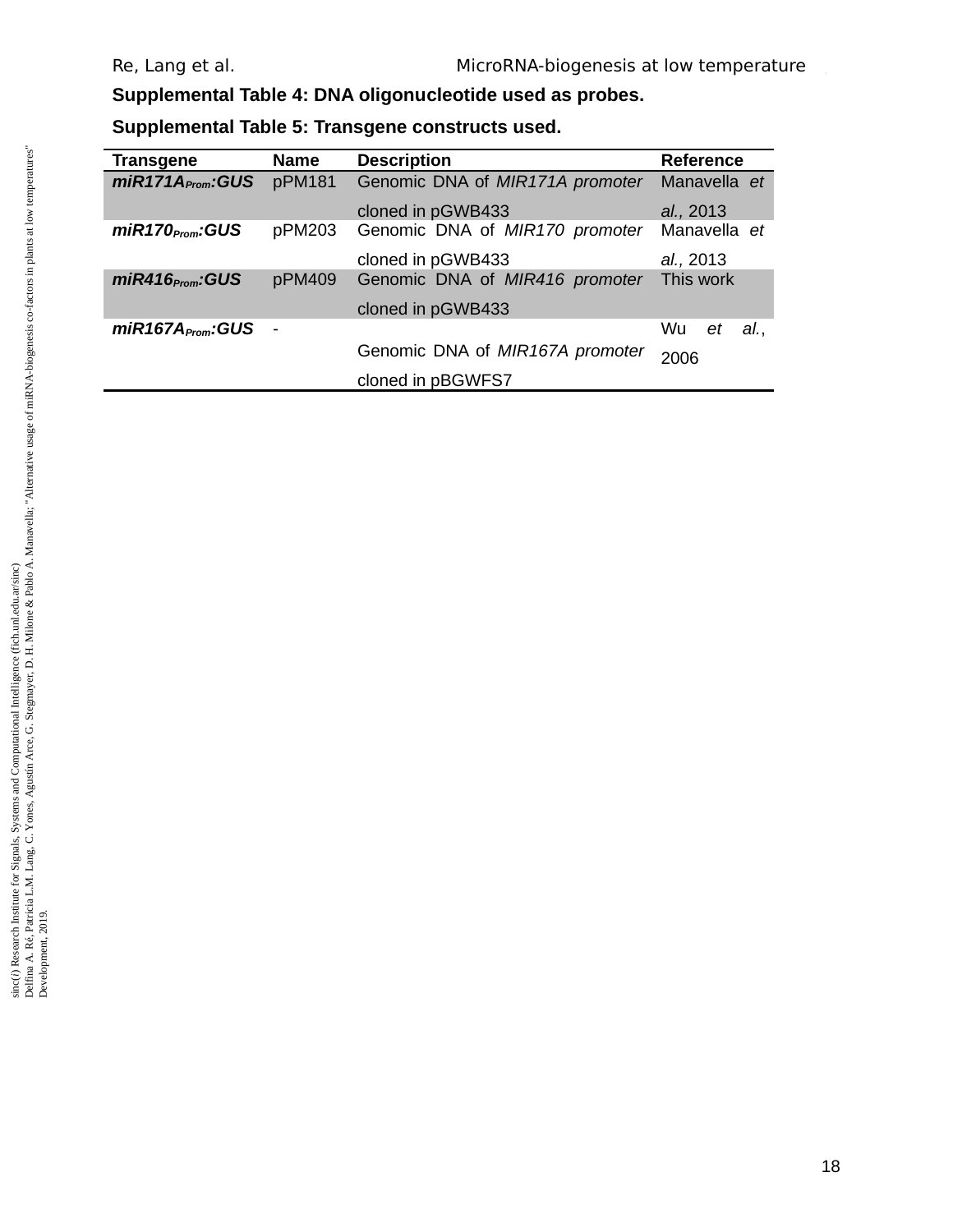**Supplemental Table 4: DNA oligonucleotide used as probes.**

**Supplemental Table 5: Transgene constructs used.**

| Transgene | Name | Description | Reference |
|---|---|---|---|
| ***miR171A$_{Prom}$:GUS*** | pPM181 | Genomic DNA of *MIR171A promoter* cloned in pGWB433 | Manavella *et al.*, 2013 |
| ***miR170$_{Prom}$:GUS*** | pPM203 | Genomic DNA of *MIR170 promoter* cloned in pGWB433 | Manavella *et al.*, 2013 |
| ***miR416$_{Prom}$:GUS*** | pPM409 | Genomic DNA of *MIR416 promoter* cloned in pGWB433 | This work |
| ***miR167A$_{Prom}$:GUS*** | - | Genomic DNA of *MIR167A promoter* cloned in pBGWFS7 | Wu *et al.*, 2006 |

sinc(*i*) Research Institute for Signals, Systems and Computational Intelligence (fich.unl.edu.ar/sinc)
Delfina A. Ré, Patricia L.M. Lang, C. Yones, Agustín Arce, G. Stegmayer, D. H. Milone & Pablo A. Manavella; "Alternative usage of miRNA-biogenesis co-factors in plants at low temperatures"
Development, 2019.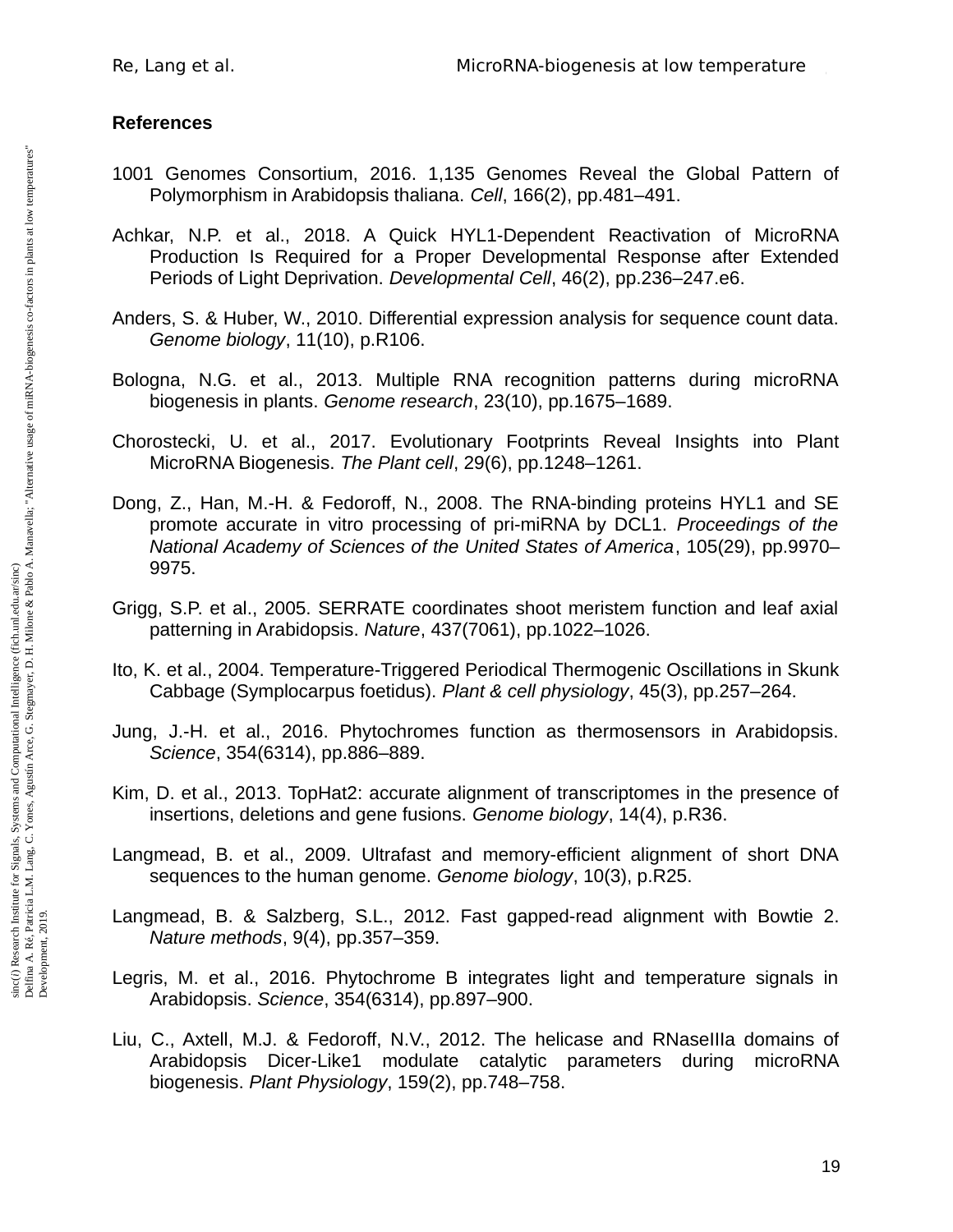## References

1001 Genomes Consortium, 2016. 1,135 Genomes Reveal the Global Pattern of Polymorphism in Arabidopsis thaliana. *Cell*, 166(2), pp.481–491.

Achkar, N.P. et al., 2018. A Quick HYL1-Dependent Reactivation of MicroRNA Production Is Required for a Proper Developmental Response after Extended Periods of Light Deprivation. *Developmental Cell*, 46(2), pp.236–247.e6.

Anders, S. & Huber, W., 2010. Differential expression analysis for sequence count data. *Genome biology*, 11(10), p.R106.

Bologna, N.G. et al., 2013. Multiple RNA recognition patterns during microRNA biogenesis in plants. *Genome research*, 23(10), pp.1675–1689.

Chorostecki, U. et al., 2017. Evolutionary Footprints Reveal Insights into Plant MicroRNA Biogenesis. *The Plant cell*, 29(6), pp.1248–1261.

Dong, Z., Han, M.-H. & Fedoroff, N., 2008. The RNA-binding proteins HYL1 and SE promote accurate in vitro processing of pri-miRNA by DCL1. *Proceedings of the National Academy of Sciences of the United States of America*, 105(29), pp.9970–9975.

Grigg, S.P. et al., 2005. SERRATE coordinates shoot meristem function and leaf axial patterning in Arabidopsis. *Nature*, 437(7061), pp.1022–1026.

Ito, K. et al., 2004. Temperature-Triggered Periodical Thermogenic Oscillations in Skunk Cabbage (Symplocarpus foetidus). *Plant & cell physiology*, 45(3), pp.257–264.

Jung, J.-H. et al., 2016. Phytochromes function as thermosensors in Arabidopsis. *Science*, 354(6314), pp.886–889.

Kim, D. et al., 2013. TopHat2: accurate alignment of transcriptomes in the presence of insertions, deletions and gene fusions. *Genome biology*, 14(4), p.R36.

Langmead, B. et al., 2009. Ultrafast and memory-efficient alignment of short DNA sequences to the human genome. *Genome biology*, 10(3), p.R25.

Langmead, B. & Salzberg, S.L., 2012. Fast gapped-read alignment with Bowtie 2. *Nature methods*, 9(4), pp.357–359.

Legris, M. et al., 2016. Phytochrome B integrates light and temperature signals in Arabidopsis. *Science*, 354(6314), pp.897–900.

Liu, C., Axtell, M.J. & Fedoroff, N.V., 2012. The helicase and RNaseIIIa domains of Arabidopsis Dicer-Like1 modulate catalytic parameters during microRNA biogenesis. *Plant Physiology*, 159(2), pp.748–758.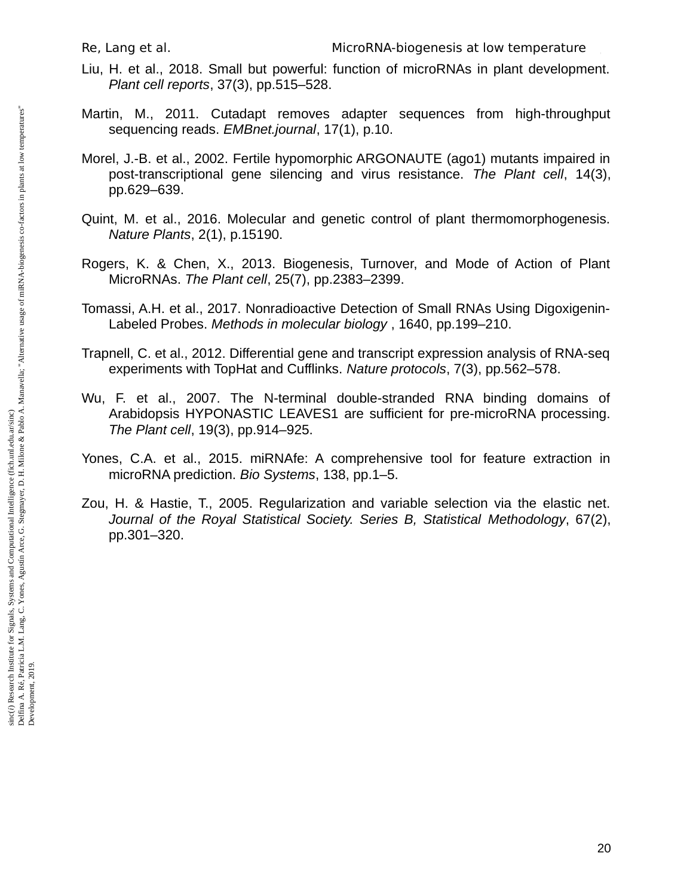Liu, H. et al., 2018. Small but powerful: function of microRNAs in plant development. *Plant cell reports*, 37(3), pp.515–528.

Martin, M., 2011. Cutadapt removes adapter sequences from high-throughput sequencing reads. *EMBnet.journal*, 17(1), p.10.

Morel, J.-B. et al., 2002. Fertile hypomorphic ARGONAUTE (ago1) mutants impaired in post-transcriptional gene silencing and virus resistance. *The Plant cell*, 14(3), pp.629–639.

Quint, M. et al., 2016. Molecular and genetic control of plant thermomorphogenesis. *Nature Plants*, 2(1), p.15190.

Rogers, K. & Chen, X., 2013. Biogenesis, Turnover, and Mode of Action of Plant MicroRNAs. *The Plant cell*, 25(7), pp.2383–2399.

Tomassi, A.H. et al., 2017. Nonradioactive Detection of Small RNAs Using Digoxigenin-Labeled Probes. *Methods in molecular biology* , 1640, pp.199–210.

Trapnell, C. et al., 2012. Differential gene and transcript expression analysis of RNA-seq experiments with TopHat and Cufflinks. *Nature protocols*, 7(3), pp.562–578.

Wu, F. et al., 2007. The N-terminal double-stranded RNA binding domains of Arabidopsis HYPONASTIC LEAVES1 are sufficient for pre-microRNA processing. *The Plant cell*, 19(3), pp.914–925.

Yones, C.A. et al., 2015. miRNAfe: A comprehensive tool for feature extraction in microRNA prediction. *Bio Systems*, 138, pp.1–5.

Zou, H. & Hastie, T., 2005. Regularization and variable selection via the elastic net. *Journal of the Royal Statistical Society. Series B, Statistical Methodology*, 67(2), pp.301–320.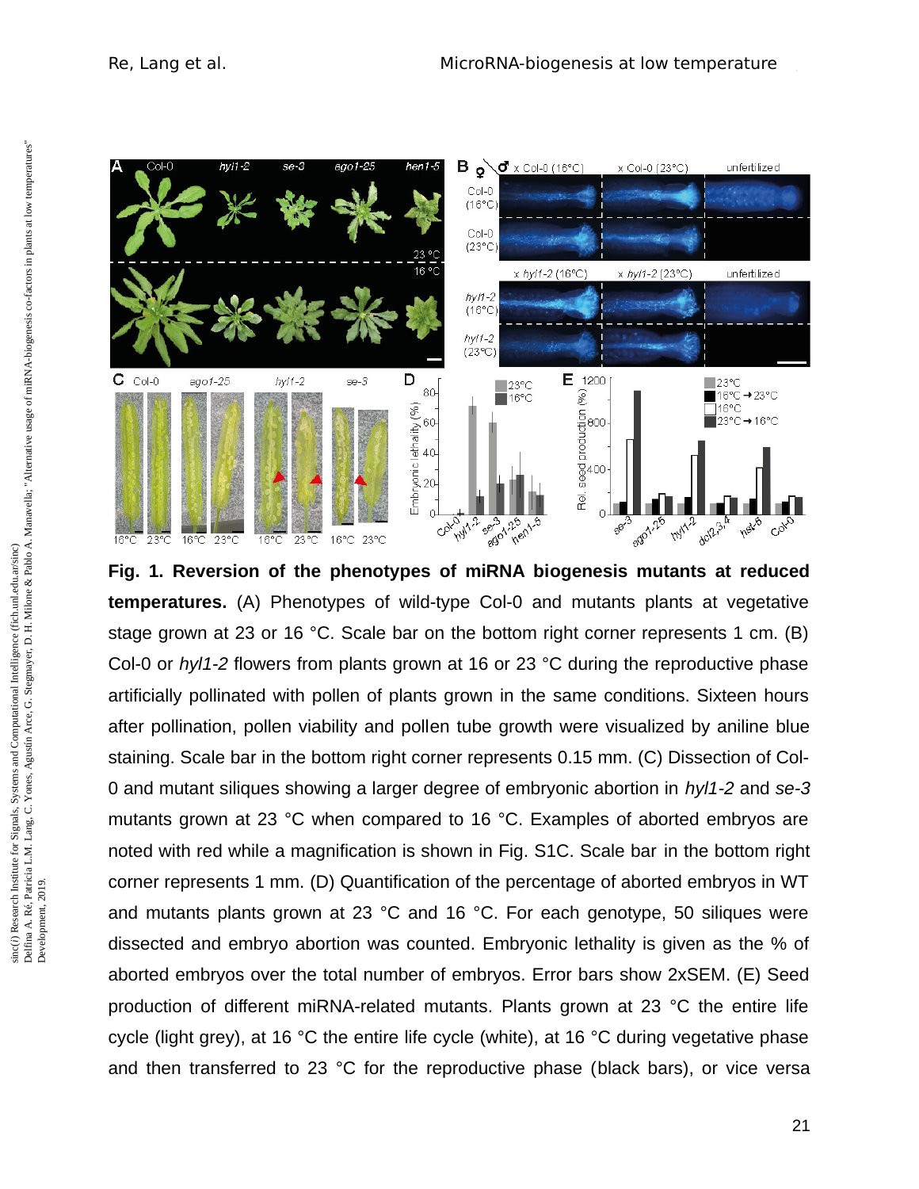**Fig. 1. Reversion of the phenotypes of miRNA biogenesis mutants at reduced temperatures.** (A) Phenotypes of wild-type Col-0 and mutants plants at vegetative stage grown at 23 or 16 °C. Scale bar on the bottom right corner represents 1 cm. (B) Col-0 or *hyl1-2* flowers from plants grown at 16 or 23 °C during the reproductive phase artificially pollinated with pollen of plants grown in the same conditions. Sixteen hours after pollination, pollen viability and pollen tube growth were visualized by aniline blue staining. Scale bar in the bottom right corner represents 0.15 mm. (C) Dissection of Col-0 and mutant siliques showing a larger degree of embryonic abortion in *hyl1-2* and *se-3* mutants grown at 23 °C when compared to 16 °C. Examples of aborted embryos are noted with red while a magnification is shown in Fig. S1C. Scale bar in the bottom right corner represents 1 mm. (D) Quantification of the percentage of aborted embryos in WT and mutants plants grown at 23 °C and 16 °C. For each genotype, 50 siliques were dissected and embryo abortion was counted. Embryonic lethality is given as the % of aborted embryos over the total number of embryos. Error bars show 2xSEM. (E) Seed production of different miRNA-related mutants. Plants grown at 23 °C the entire life cycle (light grey), at 16 °C the entire life cycle (white), at 16 °C during vegetative phase and then transferred to 23 °C for the reproductive phase (black bars), or vice versa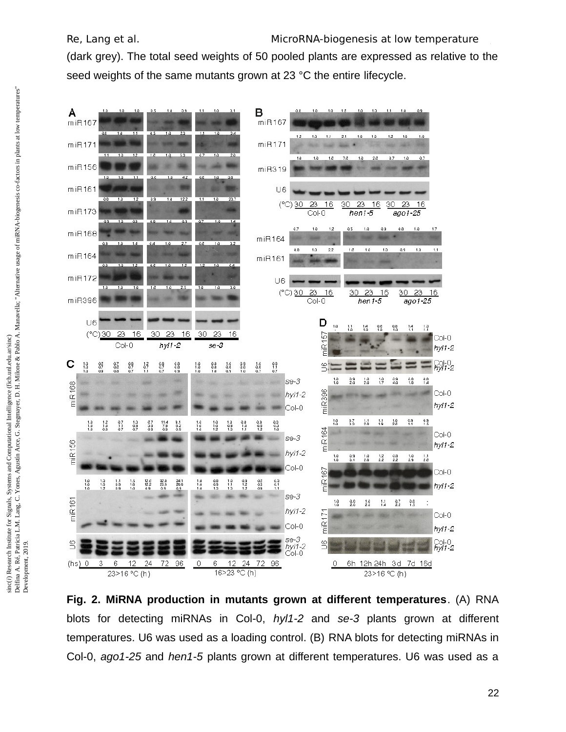(dark grey). The total seed weights of 50 pooled plants are expressed as relative to the seed weights of the same mutants grown at 23 °C the entire lifecycle.

**Fig. 2. MiRNA production in mutants grown at different temperatures**. (A) RNA blots for detecting miRNAs in Col-0, *hyl1-2* and *se-3* plants grown at different temperatures. U6 was used as a loading control. (B) RNA blots for detecting miRNAs in Col-0, *ago1-25* and *hen1-5* plants grown at different temperatures. U6 was used as a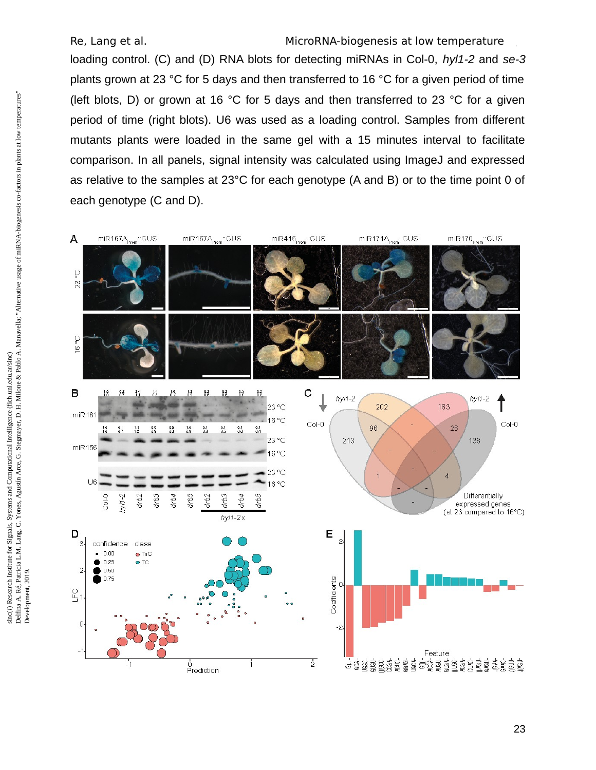loading control. (C) and (D) RNA blots for detecting miRNAs in Col-0, *hyl1-2* and *se-3* plants grown at 23 °C for 5 days and then transferred to 16 °C for a given period of time (left blots, D) or grown at 16 °C for 5 days and then transferred to 23 °C for a given period of time (right blots). U6 was used as a loading control. Samples from different mutants plants were loaded in the same gel with a 15 minutes interval to facilitate comparison. In all panels, signal intensity was calculated using ImageJ and expressed as relative to the samples at 23°C for each genotype (A and B) or to the time point 0 of each genotype (C and D).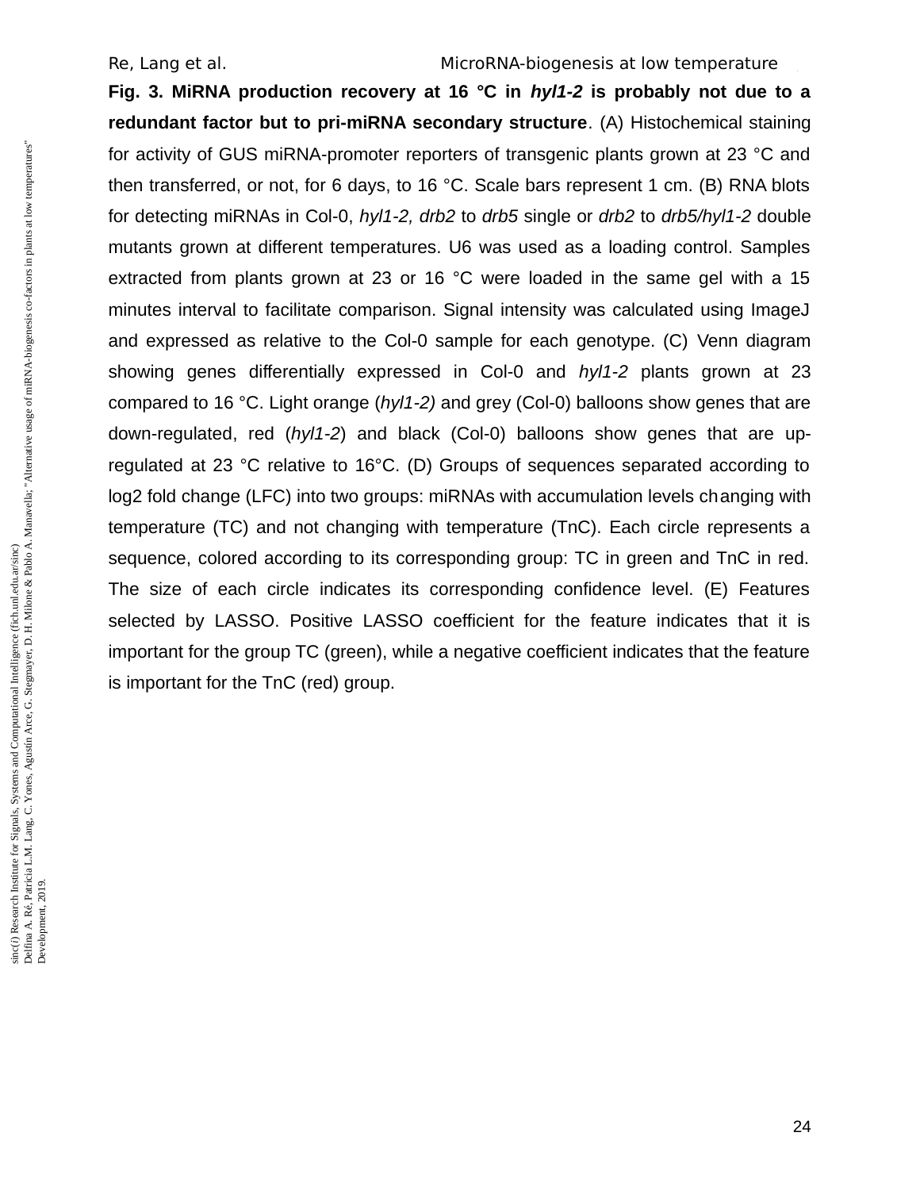**Fig. 3. MiRNA production recovery at 16 °C in *hyl1-2* is probably not due to a redundant factor but to pri-miRNA secondary structure**. (A) Histochemical staining for activity of GUS miRNA-promoter reporters of transgenic plants grown at 23 °C and then transferred, or not, for 6 days, to 16 °C. Scale bars represent 1 cm. (B) RNA blots for detecting miRNAs in Col-0, *hyl1-2, drb2* to *drb5* single or *drb2* to *drb5/hyl1-2* double mutants grown at different temperatures. U6 was used as a loading control. Samples extracted from plants grown at 23 or 16 °C were loaded in the same gel with a 15 minutes interval to facilitate comparison. Signal intensity was calculated using ImageJ and expressed as relative to the Col-0 sample for each genotype. (C) Venn diagram showing genes differentially expressed in Col-0 and *hyl1-2* plants grown at 23 compared to 16 °C. Light orange (*hyl1-2)* and grey (Col-0) balloons show genes that are down-regulated, red (*hyl1-2*) and black (Col-0) balloons show genes that are up-regulated at 23 °C relative to 16°C. (D) Groups of sequences separated according to log2 fold change (LFC) into two groups: miRNAs with accumulation levels changing with temperature (TC) and not changing with temperature (TnC). Each circle represents a sequence, colored according to its corresponding group: TC in green and TnC in red. The size of each circle indicates its corresponding confidence level. (E) Features selected by LASSO. Positive LASSO coefficient for the feature indicates that it is important for the group TC (green), while a negative coefficient indicates that the feature is important for the TnC (red) group.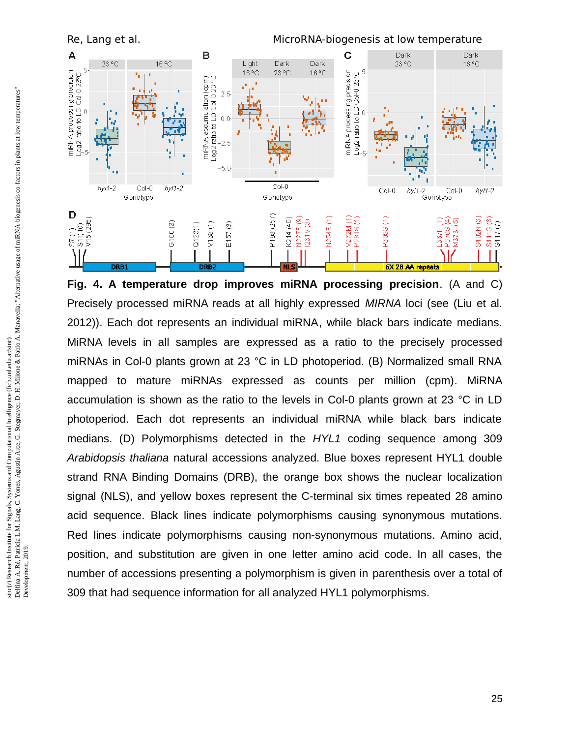A

miRNA processing precision Log2 ratio to LD Col-0 23°C

23 °C

16 °C

5

0

-5

hyl1-2

Col-0

hyl1-2

Genotype

B

miRNA accumulation (cpm) Log2 ratio to LD Col-0 23 °C

Light 16 °C

Dark 23 °C

Dark 16 °C

2.5

0.0

-2.5

-5.0

Col-0

Genotype

C

miRNA processing precision Log2 ratio to LD Col-0 23°C

Dark 23 °C

Dark 16 °C

5

0

-5

Col-0

hyl1-2

Col-0

hyl1-2

Genotype

D

S7 (4)
S11(10)
V15 (295)
G100 (3)
Q123(1)
V138 (1)
E157 (3)
P198 (257)
K214 (40)
N227S (9)
I231V (3)
N254S (1)
V272M (1)
P281S (1)
P300S (1)
L367F (1)
P370S (4)
M373I (6)
S402N (3)
S411G (3)
S417 (7)

DRB1

DRB2

NLS

6X 28 AA repeats

**Fig. 4. A temperature drop improves miRNA processing precision**. (A and C) Precisely processed miRNA reads at all highly expressed *MIRNA* loci (see (Liu et al. 2012)). Each dot represents an individual miRNA, while black bars indicate medians. MiRNA levels in all samples are expressed as a ratio to the precisely processed miRNAs in Col-0 plants grown at 23 °C in LD photoperiod. (B) Normalized small RNA mapped to mature miRNAs expressed as counts per million (cpm). MiRNA accumulation is shown as the ratio to the levels in Col-0 plants grown at 23 °C in LD photoperiod. Each dot represents an individual miRNA while black bars indicate medians. (D) Polymorphisms detected in the *HYL1* coding sequence among 309 *Arabidopsis thaliana* natural accessions analyzed. Blue boxes represent HYL1 double strand RNA Binding Domains (DRB), the orange box shows the nuclear localization signal (NLS), and yellow boxes represent the C-terminal six times repeated 28 amino acid sequence. Black lines indicate polymorphisms causing synonymous mutations. Red lines indicate polymorphisms causing non-synonymous mutations. Amino acid, position, and substitution are given in one letter amino acid code. In all cases, the number of accessions presenting a polymorphism is given in parenthesis over a total of 309 that had sequence information for all analyzed HYL1 polymorphisms.